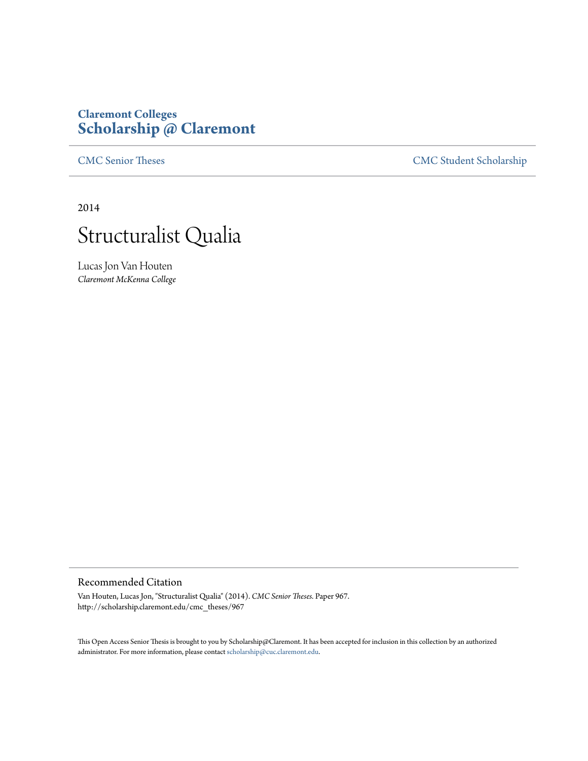Claremont Colleges
**Scholarship @ Claremont**

CMC Senior Theses | CMC Student Scholarship

2014

# Structuralist Qualia

Lucas Jon Van Houten
*Claremont McKenna College*

## Recommended Citation

Van Houten, Lucas Jon, "Structuralist Qualia" (2014). *CMC Senior Theses.* Paper 967.
http://scholarship.claremont.edu/cmc_theses/967

This Open Access Senior Thesis is brought to you by Scholarship@Claremont. It has been accepted for inclusion in this collection by an authorized administrator. For more information, please contact scholarship@cuc.claremont.edu.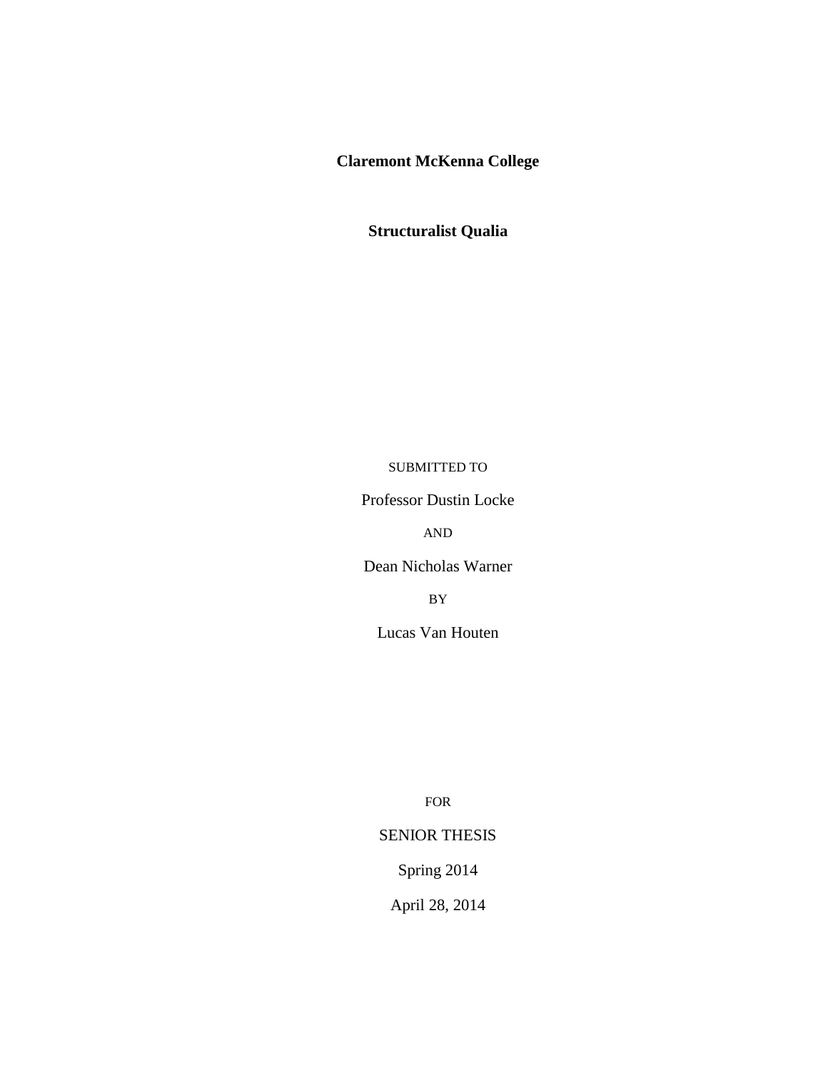**Claremont McKenna College**

# Structuralist Qualia

SUBMITTED TO

Professor Dustin Locke

AND

Dean Nicholas Warner

BY

Lucas Van Houten

FOR

SENIOR THESIS

Spring 2014

April 28, 2014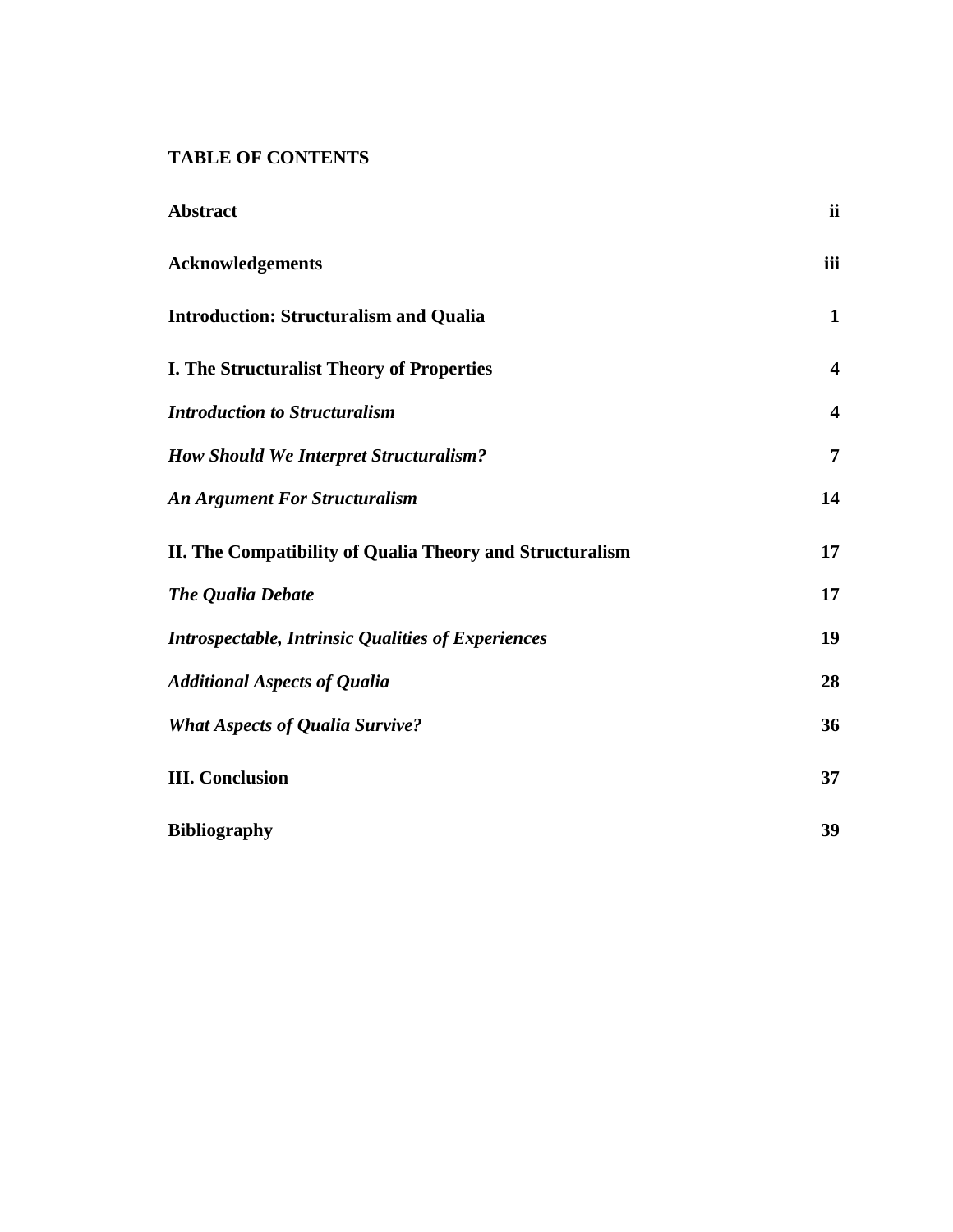## TABLE OF CONTENTS

| | |
|---|---|
| **Abstract** | **ii** |
| **Acknowledgements** | **iii** |
| **Introduction: Structuralism and Qualia** | **1** |
| **I. The Structuralist Theory of Properties** | **4** |
| ***Introduction to Structuralism*** | **4** |
| ***How Should We Interpret Structuralism?*** | **7** |
| ***An Argument For Structuralism*** | **14** |
| **II. The Compatibility of Qualia Theory and Structuralism** | **17** |
| ***The Qualia Debate*** | **17** |
| ***Introspectable, Intrinsic Qualities of Experiences*** | **19** |
| ***Additional Aspects of Qualia*** | **28** |
| ***What Aspects of Qualia Survive?*** | **36** |
| **III. Conclusion** | **37** |
| **Bibliography** | **39** |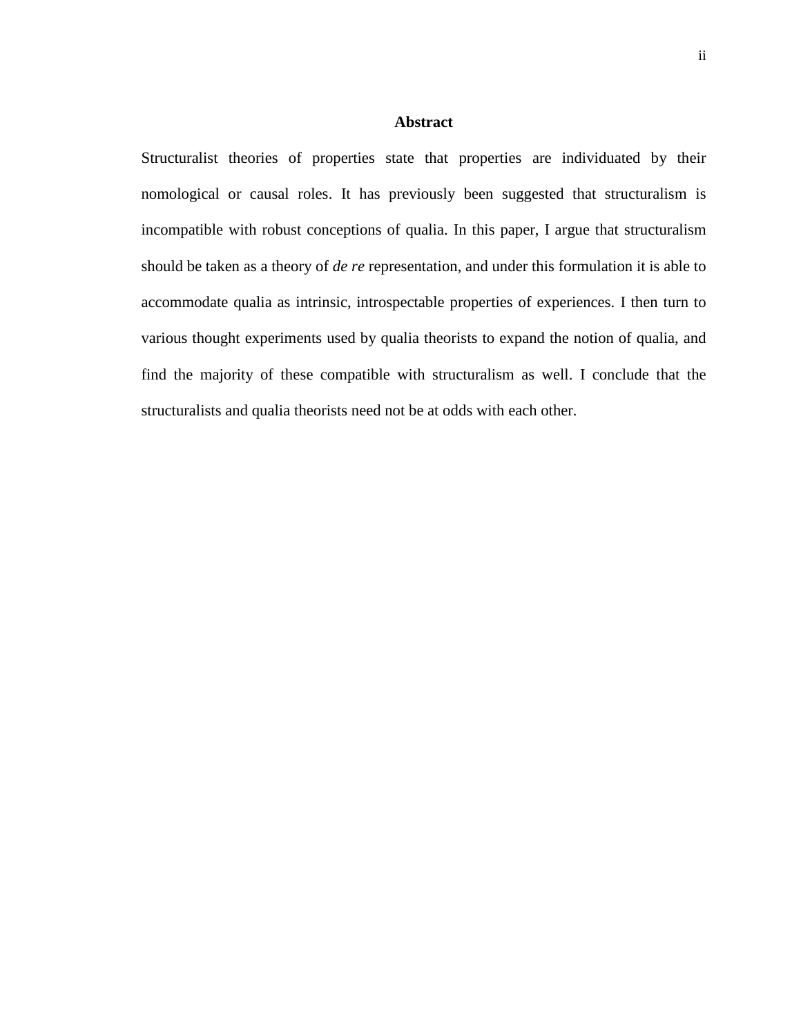## Abstract

Structuralist theories of properties state that properties are individuated by their nomological or causal roles. It has previously been suggested that structuralism is incompatible with robust conceptions of qualia. In this paper, I argue that structuralism should be taken as a theory of *de re* representation, and under this formulation it is able to accommodate qualia as intrinsic, introspectable properties of experiences. I then turn to various thought experiments used by qualia theorists to expand the notion of qualia, and find the majority of these compatible with structuralism as well. I conclude that the structuralists and qualia theorists need not be at odds with each other.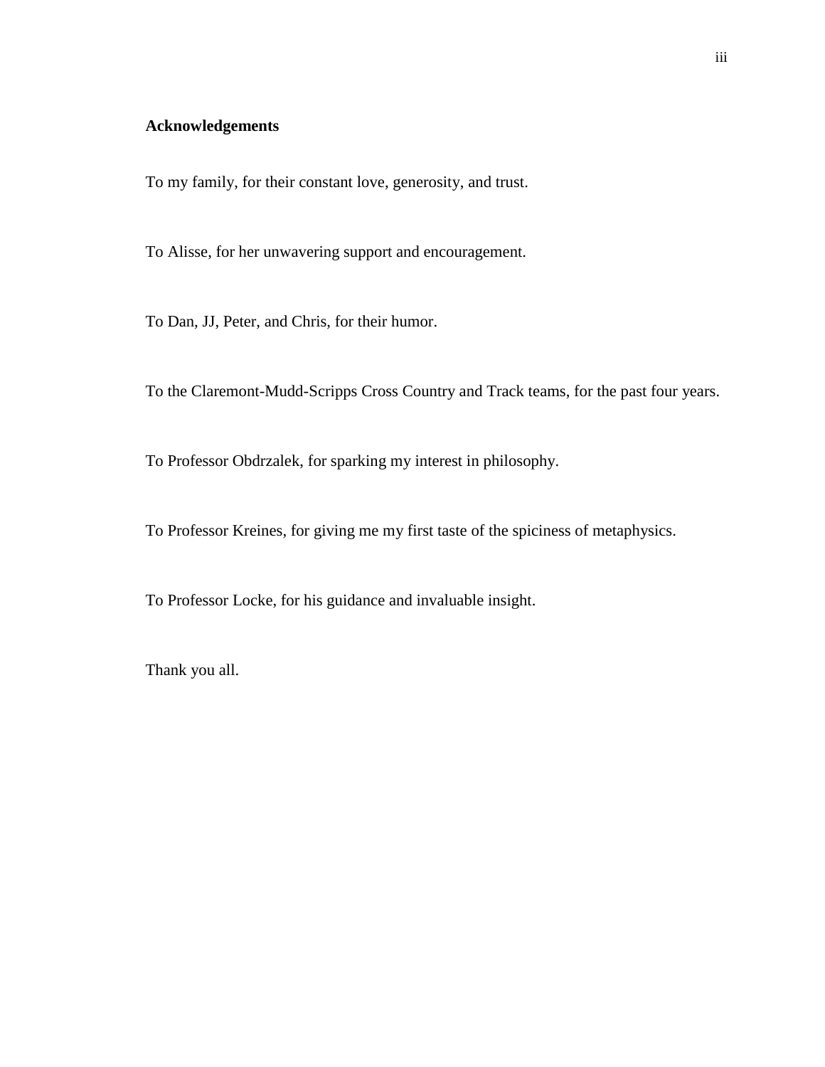## Acknowledgements

To my family, for their constant love, generosity, and trust.

To Alisse, for her unwavering support and encouragement.

To Dan, JJ, Peter, and Chris, for their humor.

To the Claremont-Mudd-Scripps Cross Country and Track teams, for the past four years.

To Professor Obdrzalek, for sparking my interest in philosophy.

To Professor Kreines, for giving me my first taste of the spiciness of metaphysics.

To Professor Locke, for his guidance and invaluable insight.

Thank you all.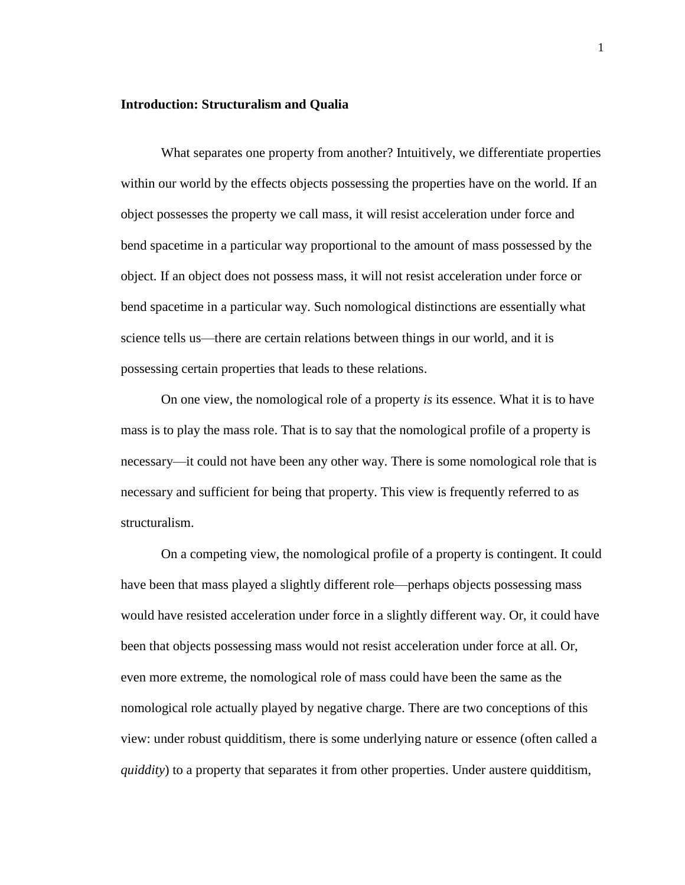## Introduction: Structuralism and Qualia

What separates one property from another? Intuitively, we differentiate properties within our world by the effects objects possessing the properties have on the world. If an object possesses the property we call mass, it will resist acceleration under force and bend spacetime in a particular way proportional to the amount of mass possessed by the object. If an object does not possess mass, it will not resist acceleration under force or bend spacetime in a particular way. Such nomological distinctions are essentially what science tells us—there are certain relations between things in our world, and it is possessing certain properties that leads to these relations.

On one view, the nomological role of a property *is* its essence. What it is to have mass is to play the mass role. That is to say that the nomological profile of a property is necessary—it could not have been any other way. There is some nomological role that is necessary and sufficient for being that property. This view is frequently referred to as structuralism.

On a competing view, the nomological profile of a property is contingent. It could have been that mass played a slightly different role—perhaps objects possessing mass would have resisted acceleration under force in a slightly different way. Or, it could have been that objects possessing mass would not resist acceleration under force at all. Or, even more extreme, the nomological role of mass could have been the same as the nomological role actually played by negative charge. There are two conceptions of this view: under robust quidditism, there is some underlying nature or essence (often called a *quiddity*) to a property that separates it from other properties. Under austere quidditism,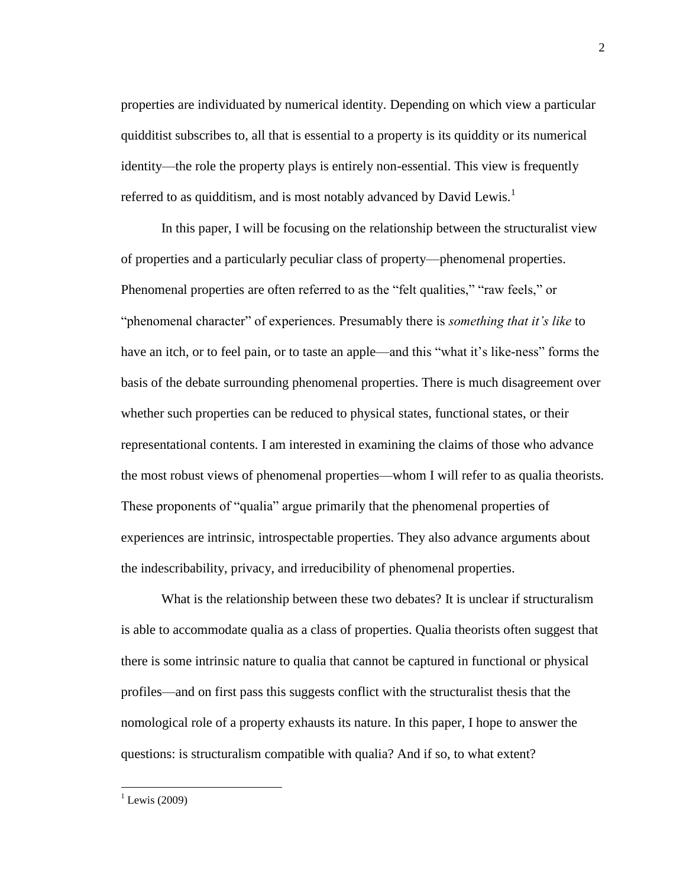properties are individuated by numerical identity. Depending on which view a particular quidditist subscribes to, all that is essential to a property is its quiddity or its numerical identity—the role the property plays is entirely non-essential. This view is frequently referred to as quidditism, and is most notably advanced by David Lewis.[1]

In this paper, I will be focusing on the relationship between the structuralist view of properties and a particularly peculiar class of property—phenomenal properties. Phenomenal properties are often referred to as the "felt qualities," "raw feels," or "phenomenal character" of experiences. Presumably there is *something that it's like* to have an itch, or to feel pain, or to taste an apple—and this "what it's like-ness" forms the basis of the debate surrounding phenomenal properties. There is much disagreement over whether such properties can be reduced to physical states, functional states, or their representational contents. I am interested in examining the claims of those who advance the most robust views of phenomenal properties—whom I will refer to as qualia theorists. These proponents of "qualia" argue primarily that the phenomenal properties of experiences are intrinsic, introspectable properties. They also advance arguments about the indescribability, privacy, and irreducibility of phenomenal properties.

What is the relationship between these two debates? It is unclear if structuralism is able to accommodate qualia as a class of properties. Qualia theorists often suggest that there is some intrinsic nature to qualia that cannot be captured in functional or physical profiles—and on first pass this suggests conflict with the structuralist thesis that the nomological role of a property exhausts its nature. In this paper, I hope to answer the questions: is structuralism compatible with qualia? And if so, to what extent?

---

[1] Lewis (2009)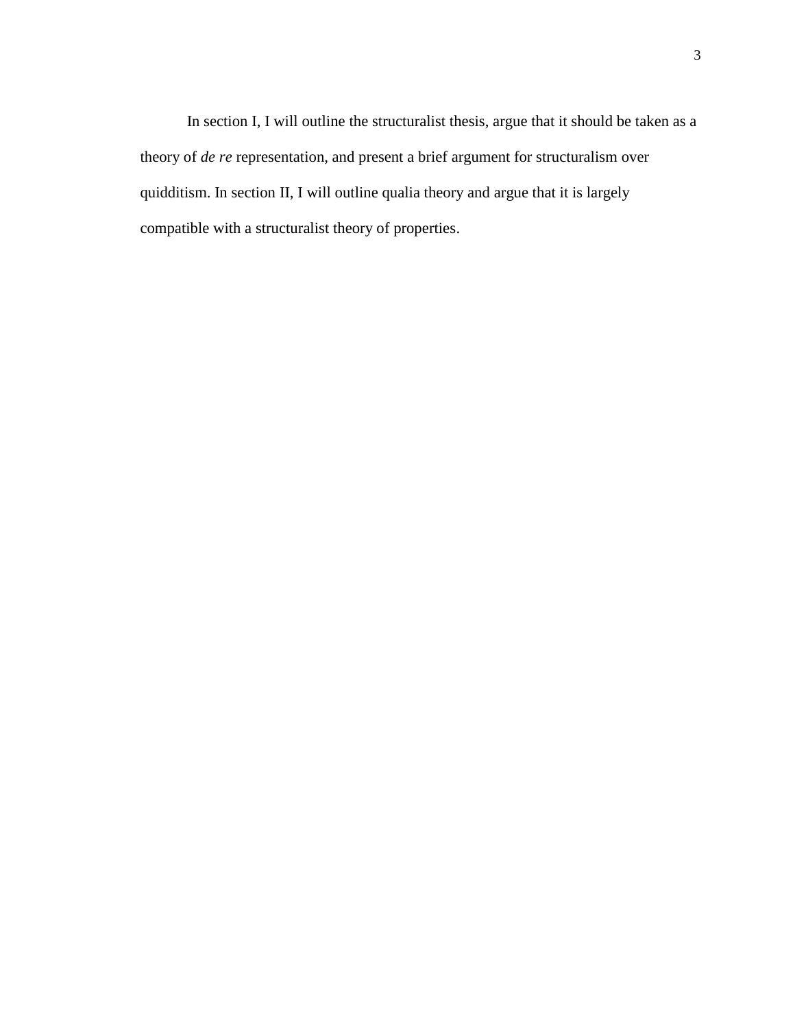In section I, I will outline the structuralist thesis, argue that it should be taken as a theory of *de re* representation, and present a brief argument for structuralism over quidditism. In section II, I will outline qualia theory and argue that it is largely compatible with a structuralist theory of properties.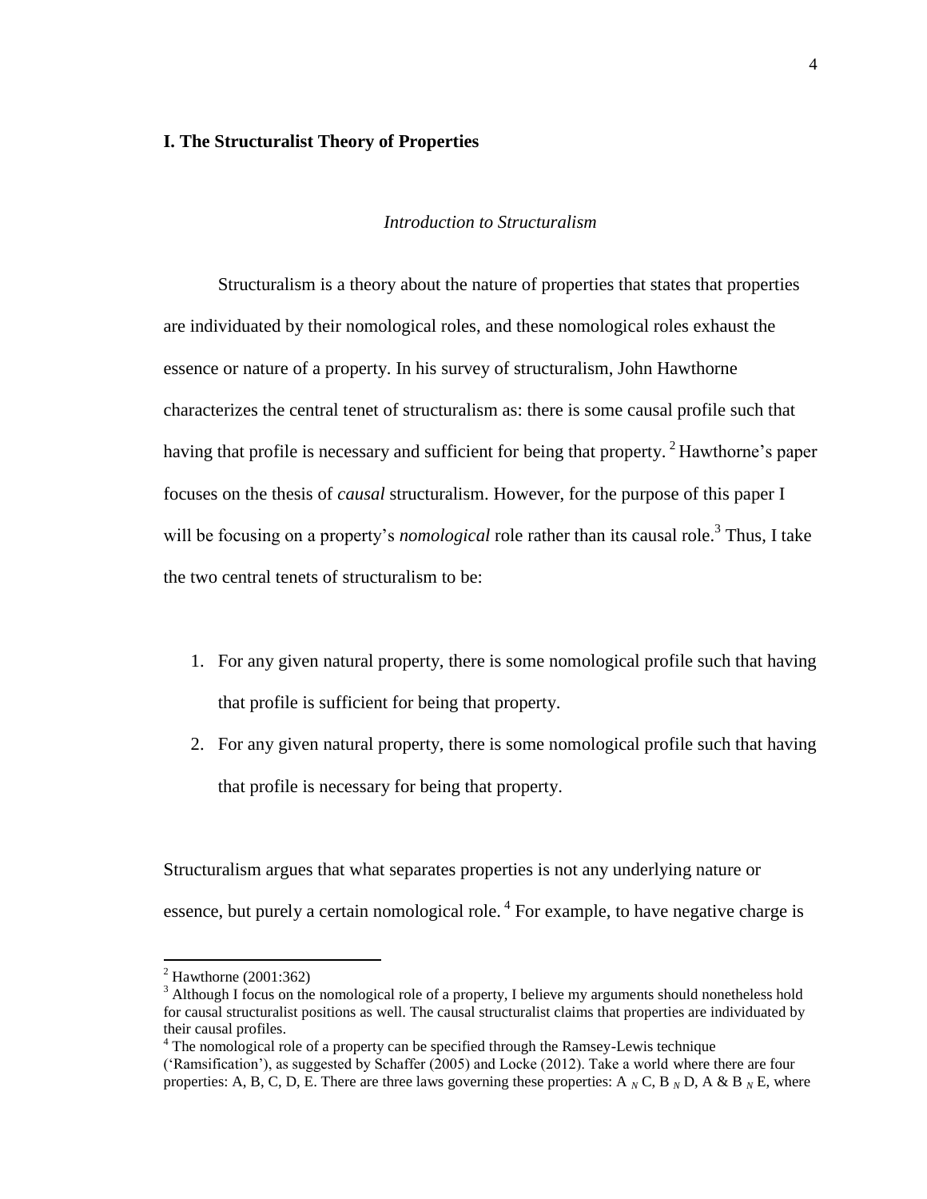# I. The Structuralist Theory of Properties

## *Introduction to Structuralism*

Structuralism is a theory about the nature of properties that states that properties are individuated by their nomological roles, and these nomological roles exhaust the essence or nature of a property. In his survey of structuralism, John Hawthorne characterizes the central tenet of structuralism as: there is some causal profile such that having that profile is necessary and sufficient for being that property. [2] Hawthorne's paper focuses on the thesis of *causal* structuralism. However, for the purpose of this paper I will be focusing on a property's *nomological* role rather than its causal role.[3] Thus, I take the two central tenets of structuralism to be:

1. For any given natural property, there is some nomological profile such that having that profile is sufficient for being that property.
2. For any given natural property, there is some nomological profile such that having that profile is necessary for being that property.

Structuralism argues that what separates properties is not any underlying nature or essence, but purely a certain nomological role. [4] For example, to have negative charge is

---

[2] Hawthorne (2001:362)

[3] Although I focus on the nomological role of a property, I believe my arguments should nonetheless hold for causal structuralist positions as well. The causal structuralist claims that properties are individuated by their causal profiles.

[4] The nomological role of a property can be specified through the Ramsey-Lewis technique ('Ramsification'), as suggested by Schaffer (2005) and Locke (2012). Take a world where there are four properties: A, B, C, D, E. There are three laws governing these properties: A $_N$ C, B $_N$ D, A & B $_N$ E, where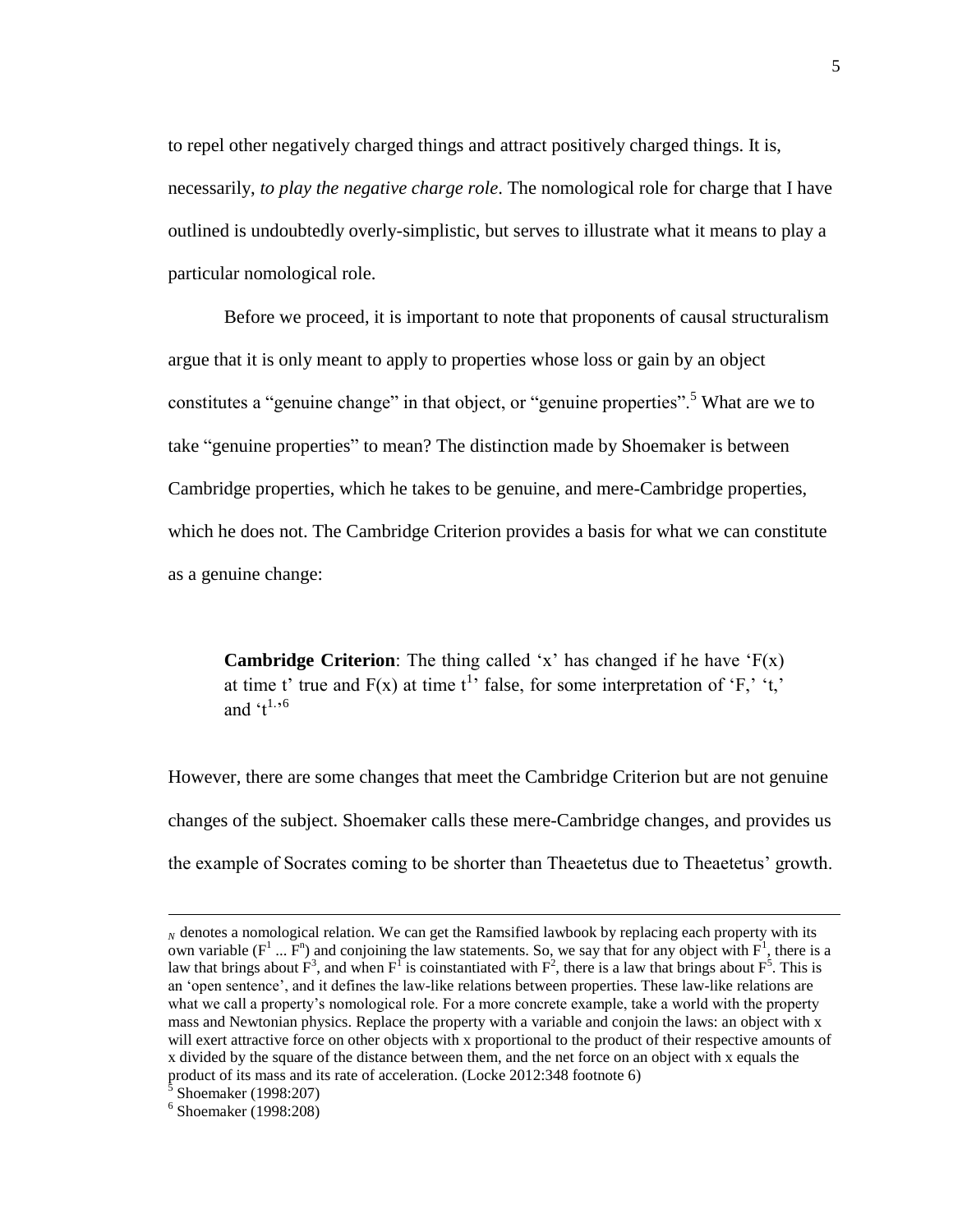to repel other negatively charged things and attract positively charged things. It is, necessarily, *to play the negative charge role*. The nomological role for charge that I have outlined is undoubtedly overly-simplistic, but serves to illustrate what it means to play a particular nomological role.

Before we proceed, it is important to note that proponents of causal structuralism argue that it is only meant to apply to properties whose loss or gain by an object constitutes a "genuine change" in that object, or "genuine properties".[5] What are we to take "genuine properties" to mean? The distinction made by Shoemaker is between Cambridge properties, which he takes to be genuine, and mere-Cambridge properties, which he does not. The Cambridge Criterion provides a basis for what we can constitute as a genuine change:

> **Cambridge Criterion**: The thing called 'x' has changed if he have 'F(x) at time t' true and F(x) at time $t^1$' false, for some interpretation of 'F,' 't,' and '$t^1$.'[6]

However, there are some changes that meet the Cambridge Criterion but are not genuine changes of the subject. Shoemaker calls these mere-Cambridge changes, and provides us the example of Socrates coming to be shorter than Theaetetus due to Theaetetus' growth.

---

$_N$ denotes a nomological relation. We can get the Ramsified lawbook by replacing each property with its own variable ($F^1$ ... $F^n$) and conjoining the law statements. So, we say that for any object with $F^1$, there is a law that brings about $F^3$, and when $F^1$ is coinstantiated with $F^2$, there is a law that brings about $F^5$. This is an 'open sentence', and it defines the law-like relations between properties. These law-like relations are what we call a property's nomological role. For a more concrete example, take a world with the property mass and Newtonian physics. Replace the property with a variable and conjoin the laws: an object with x will exert attractive force on other objects with x proportional to the product of their respective amounts of x divided by the square of the distance between them, and the net force on an object with x equals the product of its mass and its rate of acceleration. (Locke 2012:348 footnote 6)

[5] Shoemaker (1998:207)

[6] Shoemaker (1998:208)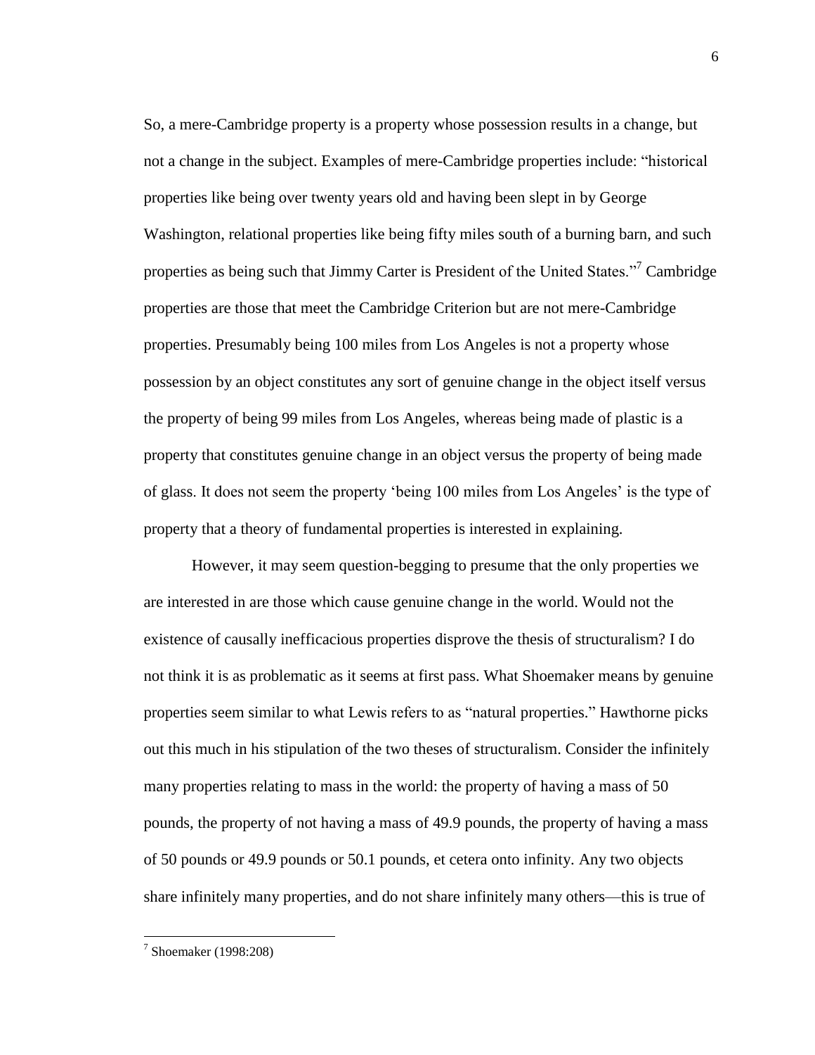So, a mere-Cambridge property is a property whose possession results in a change, but not a change in the subject. Examples of mere-Cambridge properties include: "historical properties like being over twenty years old and having been slept in by George Washington, relational properties like being fifty miles south of a burning barn, and such properties as being such that Jimmy Carter is President of the United States."[7] Cambridge properties are those that meet the Cambridge Criterion but are not mere-Cambridge properties. Presumably being 100 miles from Los Angeles is not a property whose possession by an object constitutes any sort of genuine change in the object itself versus the property of being 99 miles from Los Angeles, whereas being made of plastic is a property that constitutes genuine change in an object versus the property of being made of glass. It does not seem the property 'being 100 miles from Los Angeles' is the type of property that a theory of fundamental properties is interested in explaining.

However, it may seem question-begging to presume that the only properties we are interested in are those which cause genuine change in the world. Would not the existence of causally inefficacious properties disprove the thesis of structuralism? I do not think it is as problematic as it seems at first pass. What Shoemaker means by genuine properties seem similar to what Lewis refers to as "natural properties." Hawthorne picks out this much in his stipulation of the two theses of structuralism. Consider the infinitely many properties relating to mass in the world: the property of having a mass of 50 pounds, the property of not having a mass of 49.9 pounds, the property of having a mass of 50 pounds or 49.9 pounds or 50.1 pounds, et cetera onto infinity. Any two objects share infinitely many properties, and do not share infinitely many others—this is true of

[7] Shoemaker (1998:208)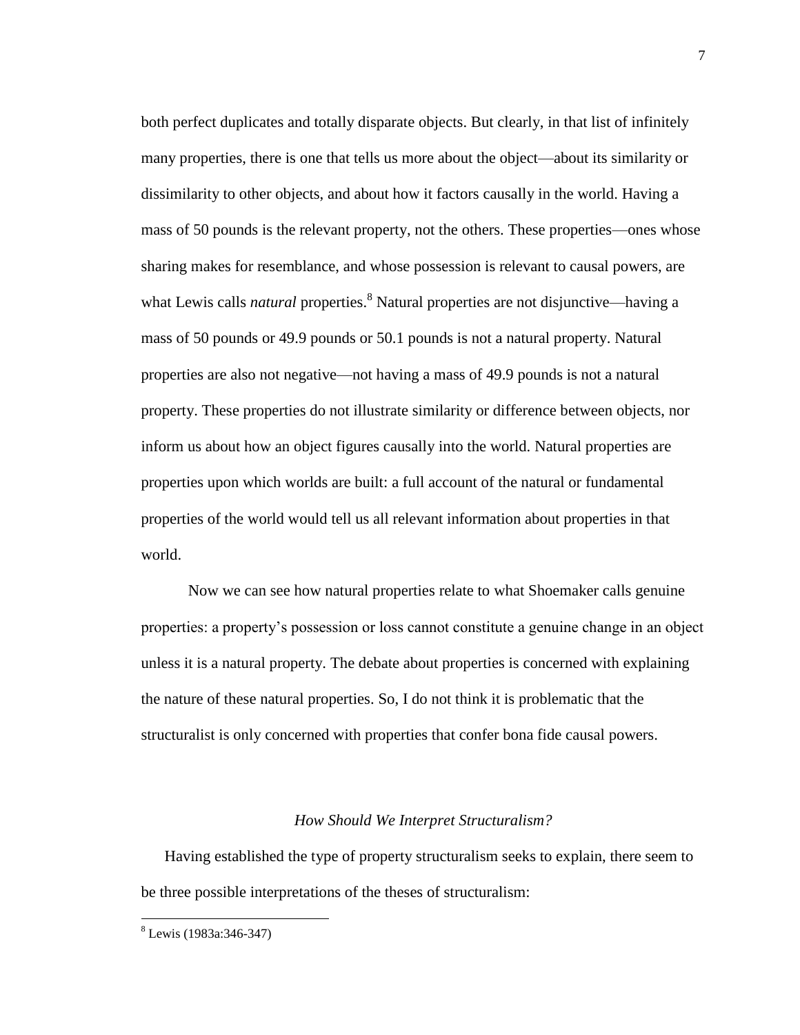both perfect duplicates and totally disparate objects. But clearly, in that list of infinitely many properties, there is one that tells us more about the object—about its similarity or dissimilarity to other objects, and about how it factors causally in the world. Having a mass of 50 pounds is the relevant property, not the others. These properties—ones whose sharing makes for resemblance, and whose possession is relevant to causal powers, are what Lewis calls *natural* properties.[8] Natural properties are not disjunctive—having a mass of 50 pounds or 49.9 pounds or 50.1 pounds is not a natural property. Natural properties are also not negative—not having a mass of 49.9 pounds is not a natural property. These properties do not illustrate similarity or difference between objects, nor inform us about how an object figures causally into the world. Natural properties are properties upon which worlds are built: a full account of the natural or fundamental properties of the world would tell us all relevant information about properties in that world.

Now we can see how natural properties relate to what Shoemaker calls genuine properties: a property's possession or loss cannot constitute a genuine change in an object unless it is a natural property. The debate about properties is concerned with explaining the nature of these natural properties. So, I do not think it is problematic that the structuralist is only concerned with properties that confer bona fide causal powers.

### *How Should We Interpret Structuralism?*

Having established the type of property structuralism seeks to explain, there seem to be three possible interpretations of the theses of structuralism:

[8] Lewis (1983a:346-347)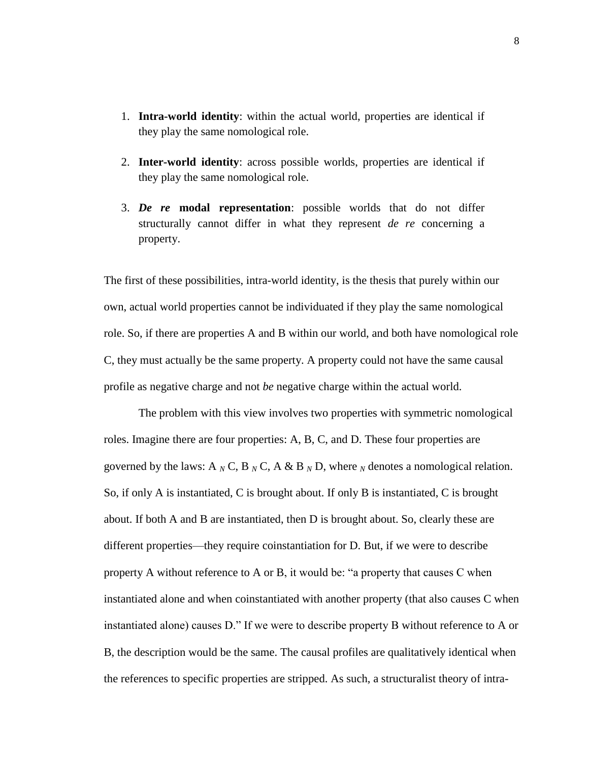1. **Intra-world identity**: within the actual world, properties are identical if they play the same nomological role.

2. **Inter-world identity**: across possible worlds, properties are identical if they play the same nomological role.

3. ***De re* modal representation**: possible worlds that do not differ structurally cannot differ in what they represent *de re* concerning a property.

The first of these possibilities, intra-world identity, is the thesis that purely within our own, actual world properties cannot be individuated if they play the same nomological role. So, if there are properties A and B within our world, and both have nomological role C, they must actually be the same property. A property could not have the same causal profile as negative charge and not *be* negative charge within the actual world.

The problem with this view involves two properties with symmetric nomological roles. Imagine there are four properties: A, B, C, and D. These four properties are governed by the laws: A $_N$ C, B $_N$ C, A & B $_N$ D, where $_N$ denotes a nomological relation. So, if only A is instantiated, C is brought about. If only B is instantiated, C is brought about. If both A and B are instantiated, then D is brought about. So, clearly these are different properties—they require coinstantiation for D. But, if we were to describe property A without reference to A or B, it would be: "a property that causes C when instantiated alone and when coinstantiated with another property (that also causes C when instantiated alone) causes D." If we were to describe property B without reference to A or B, the description would be the same. The causal profiles are qualitatively identical when the references to specific properties are stripped. As such, a structuralist theory of intra-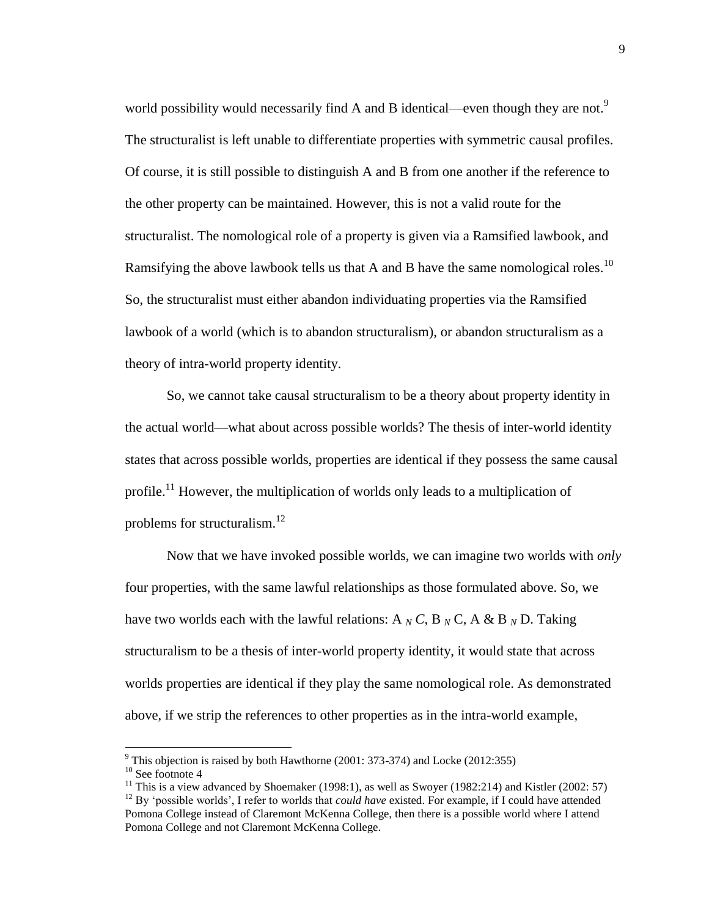world possibility would necessarily find A and B identical—even though they are not.[9] The structuralist is left unable to differentiate properties with symmetric causal profiles. Of course, it is still possible to distinguish A and B from one another if the reference to the other property can be maintained. However, this is not a valid route for the structuralist. The nomological role of a property is given via a Ramsified lawbook, and Ramsifying the above lawbook tells us that A and B have the same nomological roles.[10] So, the structuralist must either abandon individuating properties via the Ramsified lawbook of a world (which is to abandon structuralism), or abandon structuralism as a theory of intra-world property identity.

So, we cannot take causal structuralism to be a theory about property identity in the actual world—what about across possible worlds? The thesis of inter-world identity states that across possible worlds, properties are identical if they possess the same causal profile.[11] However, the multiplication of worlds only leads to a multiplication of problems for structuralism.[12]

Now that we have invoked possible worlds, we can imagine two worlds with *only* four properties, with the same lawful relationships as those formulated above. So, we have two worlds each with the lawful relations: A $_N$ *C*, B $_N$ C, A & B $_N$ D. Taking structuralism to be a thesis of inter-world property identity, it would state that across worlds properties are identical if they play the same nomological role. As demonstrated above, if we strip the references to other properties as in the intra-world example,

---

[9] This objection is raised by both Hawthorne (2001: 373-374) and Locke (2012:355)

[10] See footnote 4

[11] This is a view advanced by Shoemaker (1998:1), as well as Swoyer (1982:214) and Kistler (2002: 57)

[12] By 'possible worlds', I refer to worlds that *could have* existed. For example, if I could have attended Pomona College instead of Claremont McKenna College, then there is a possible world where I attend Pomona College and not Claremont McKenna College.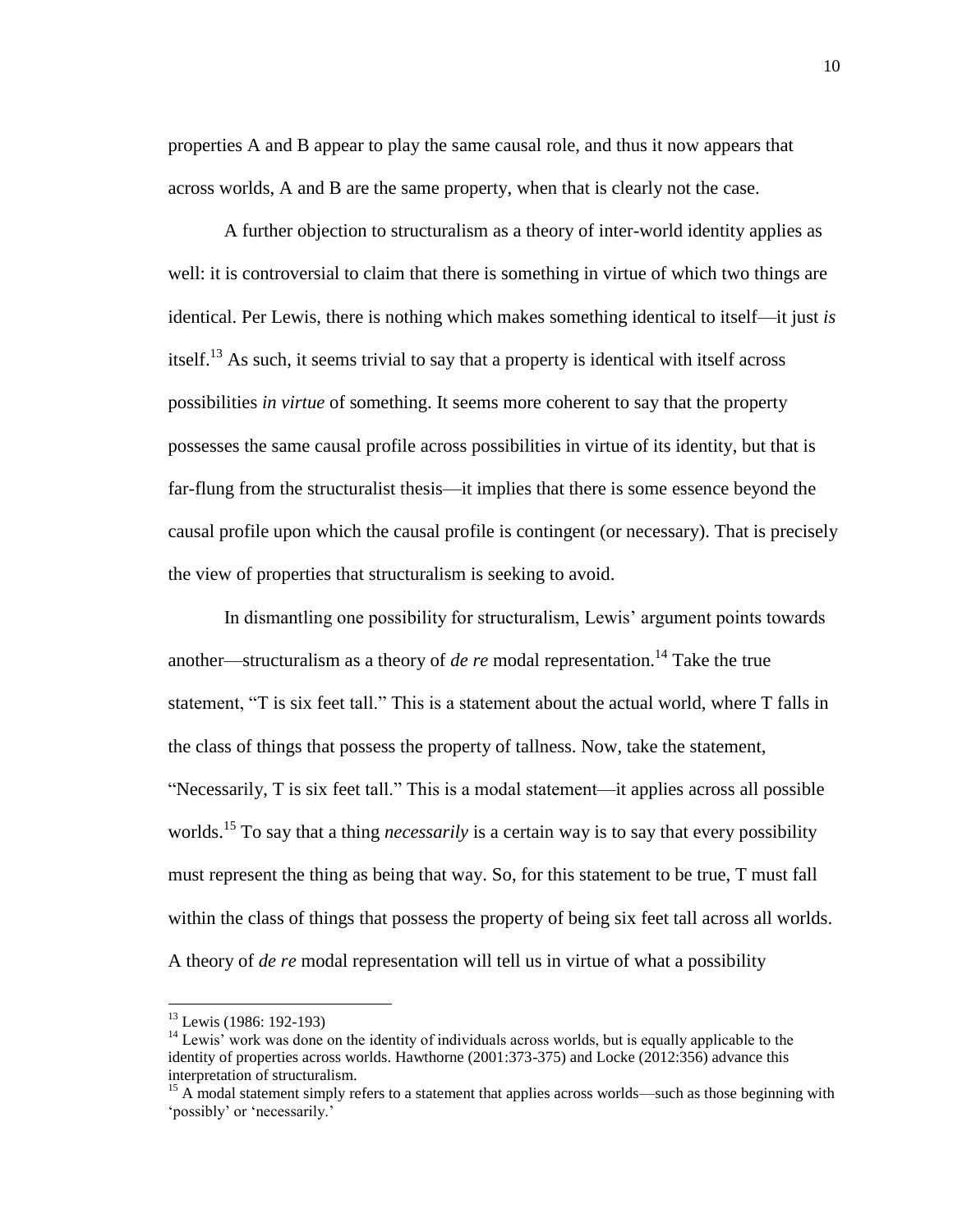properties A and B appear to play the same causal role, and thus it now appears that across worlds, A and B are the same property, when that is clearly not the case.

A further objection to structuralism as a theory of inter-world identity applies as well: it is controversial to claim that there is something in virtue of which two things are identical. Per Lewis, there is nothing which makes something identical to itself—it just *is* itself.[13] As such, it seems trivial to say that a property is identical with itself across possibilities *in virtue* of something. It seems more coherent to say that the property possesses the same causal profile across possibilities in virtue of its identity, but that is far-flung from the structuralist thesis—it implies that there is some essence beyond the causal profile upon which the causal profile is contingent (or necessary). That is precisely the view of properties that structuralism is seeking to avoid.

In dismantling one possibility for structuralism, Lewis' argument points towards another—structuralism as a theory of *de re* modal representation.[14] Take the true statement, "T is six feet tall." This is a statement about the actual world, where T falls in the class of things that possess the property of tallness. Now, take the statement, "Necessarily, T is six feet tall." This is a modal statement—it applies across all possible worlds.[15] To say that a thing *necessarily* is a certain way is to say that every possibility must represent the thing as being that way. So, for this statement to be true, T must fall within the class of things that possess the property of being six feet tall across all worlds. A theory of *de re* modal representation will tell us in virtue of what a possibility

---

[13] Lewis (1986: 192-193)

[14] Lewis' work was done on the identity of individuals across worlds, but is equally applicable to the identity of properties across worlds. Hawthorne (2001:373-375) and Locke (2012:356) advance this interpretation of structuralism.

[15] A modal statement simply refers to a statement that applies across worlds—such as those beginning with 'possibly' or 'necessarily.'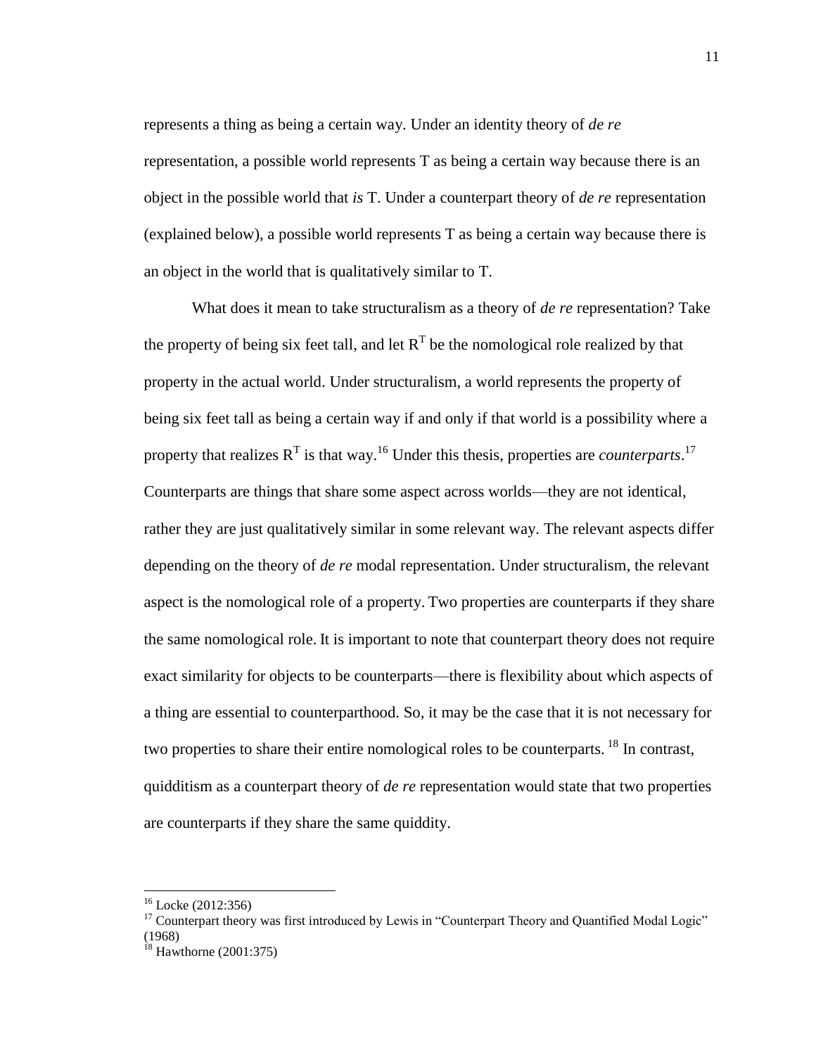represents a thing as being a certain way. Under an identity theory of *de re* representation, a possible world represents T as being a certain way because there is an object in the possible world that *is* T. Under a counterpart theory of *de re* representation (explained below), a possible world represents T as being a certain way because there is an object in the world that is qualitatively similar to T.

What does it mean to take structuralism as a theory of *de re* representation? Take the property of being six feet tall, and let $R^T$ be the nomological role realized by that property in the actual world. Under structuralism, a world represents the property of being six feet tall as being a certain way if and only if that world is a possibility where a property that realizes $R^T$ is that way.[16] Under this thesis, properties are *counterparts*.[17] Counterparts are things that share some aspect across worlds—they are not identical, rather they are just qualitatively similar in some relevant way. The relevant aspects differ depending on the theory of *de re* modal representation. Under structuralism, the relevant aspect is the nomological role of a property. Two properties are counterparts if they share the same nomological role. It is important to note that counterpart theory does not require exact similarity for objects to be counterparts—there is flexibility about which aspects of a thing are essential to counterparthood. So, it may be the case that it is not necessary for two properties to share their entire nomological roles to be counterparts.[18] In contrast, quidditism as a counterpart theory of *de re* representation would state that two properties are counterparts if they share the same quiddity.

---

[16] Locke (2012:356)

[17] Counterpart theory was first introduced by Lewis in "Counterpart Theory and Quantified Modal Logic" (1968)

[18] Hawthorne (2001:375)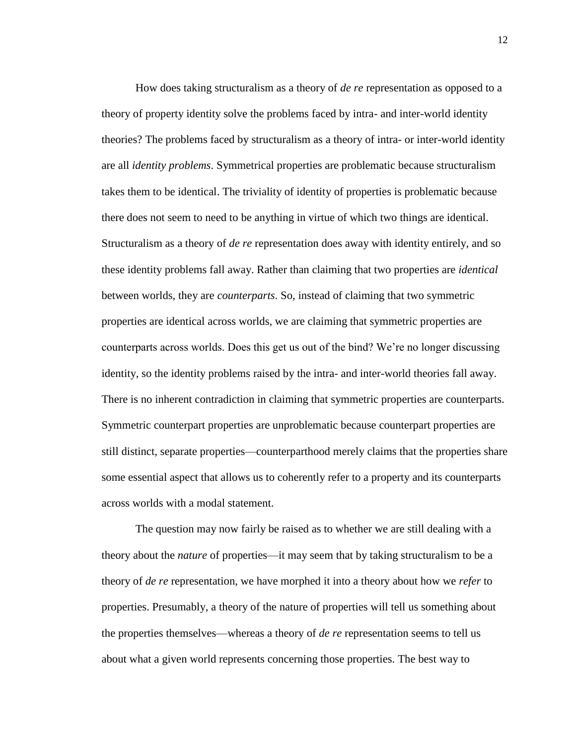How does taking structuralism as a theory of *de re* representation as opposed to a theory of property identity solve the problems faced by intra- and inter-world identity theories? The problems faced by structuralism as a theory of intra- or inter-world identity are all *identity problems*. Symmetrical properties are problematic because structuralism takes them to be identical. The triviality of identity of properties is problematic because there does not seem to need to be anything in virtue of which two things are identical. Structuralism as a theory of *de re* representation does away with identity entirely, and so these identity problems fall away. Rather than claiming that two properties are *identical* between worlds, they are *counterparts*. So, instead of claiming that two symmetric properties are identical across worlds, we are claiming that symmetric properties are counterparts across worlds. Does this get us out of the bind? We're no longer discussing identity, so the identity problems raised by the intra- and inter-world theories fall away. There is no inherent contradiction in claiming that symmetric properties are counterparts. Symmetric counterpart properties are unproblematic because counterpart properties are still distinct, separate properties—counterparthood merely claims that the properties share some essential aspect that allows us to coherently refer to a property and its counterparts across worlds with a modal statement.

The question may now fairly be raised as to whether we are still dealing with a theory about the *nature* of properties—it may seem that by taking structuralism to be a theory of *de re* representation, we have morphed it into a theory about how we *refer* to properties. Presumably, a theory of the nature of properties will tell us something about the properties themselves—whereas a theory of *de re* representation seems to tell us about what a given world represents concerning those properties. The best way to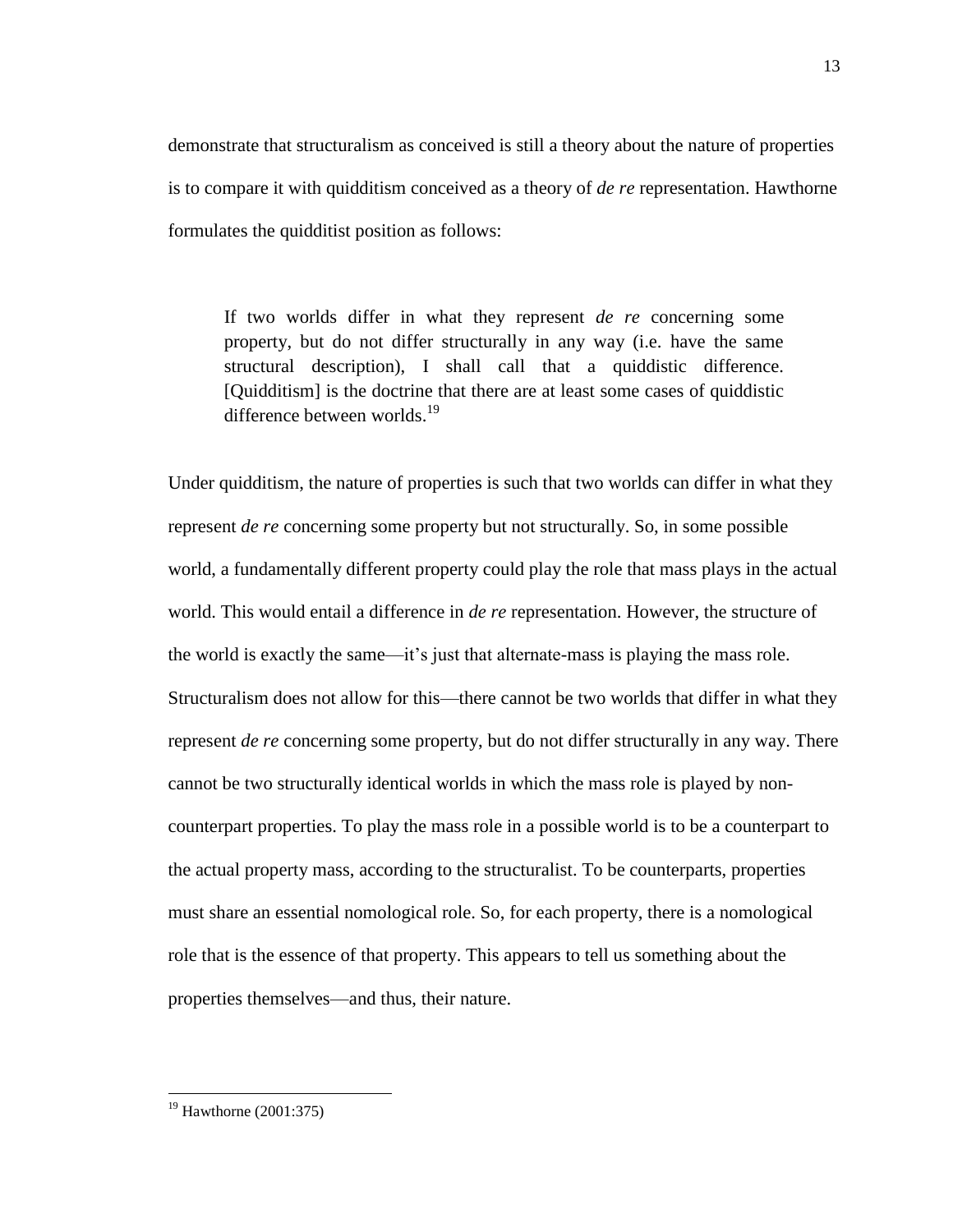demonstrate that structuralism as conceived is still a theory about the nature of properties is to compare it with quidditism conceived as a theory of *de re* representation. Hawthorne formulates the quidditist position as follows:

> If two worlds differ in what they represent *de re* concerning some property, but do not differ structurally in any way (i.e. have the same structural description), I shall call that a quiddistic difference. [Quidditism] is the doctrine that there are at least some cases of quiddistic difference between worlds.[19]

Under quidditism, the nature of properties is such that two worlds can differ in what they represent *de re* concerning some property but not structurally. So, in some possible world, a fundamentally different property could play the role that mass plays in the actual world. This would entail a difference in *de re* representation. However, the structure of the world is exactly the same—it's just that alternate-mass is playing the mass role. Structuralism does not allow for this—there cannot be two worlds that differ in what they represent *de re* concerning some property, but do not differ structurally in any way. There cannot be two structurally identical worlds in which the mass role is played by non-counterpart properties. To play the mass role in a possible world is to be a counterpart to the actual property mass, according to the structuralist. To be counterparts, properties must share an essential nomological role. So, for each property, there is a nomological role that is the essence of that property. This appears to tell us something about the properties themselves—and thus, their nature.

---

[19] Hawthorne (2001:375)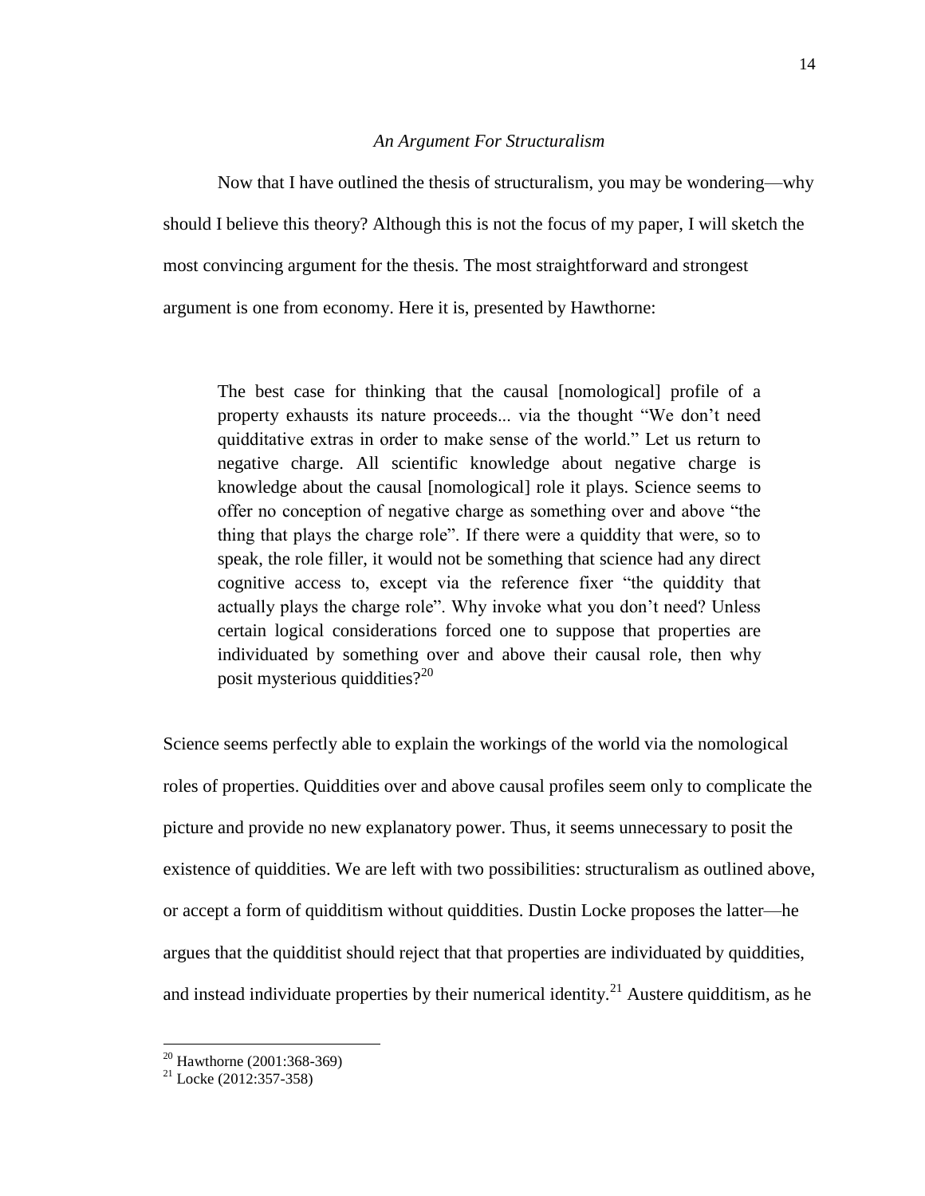### *An Argument For Structuralism*

Now that I have outlined the thesis of structuralism, you may be wondering—why should I believe this theory? Although this is not the focus of my paper, I will sketch the most convincing argument for the thesis. The most straightforward and strongest argument is one from economy. Here it is, presented by Hawthorne:

> The best case for thinking that the causal [nomological] profile of a property exhausts its nature proceeds... via the thought "We don't need quidditative extras in order to make sense of the world." Let us return to negative charge. All scientific knowledge about negative charge is knowledge about the causal [nomological] role it plays. Science seems to offer no conception of negative charge as something over and above "the thing that plays the charge role". If there were a quiddity that were, so to speak, the role filler, it would not be something that science had any direct cognitive access to, except via the reference fixer "the quiddity that actually plays the charge role". Why invoke what you don't need? Unless certain logical considerations forced one to suppose that properties are individuated by something over and above their causal role, then why posit mysterious quiddities?[20]

Science seems perfectly able to explain the workings of the world via the nomological roles of properties. Quiddities over and above causal profiles seem only to complicate the picture and provide no new explanatory power. Thus, it seems unnecessary to posit the existence of quiddities. We are left with two possibilities: structuralism as outlined above, or accept a form of quidditism without quiddities. Dustin Locke proposes the latter—he argues that the quidditist should reject that that properties are individuated by quiddities, and instead individuate properties by their numerical identity.[21] Austere quidditism, as he

---

[20] Hawthorne (2001:368-369)

[21] Locke (2012:357-358)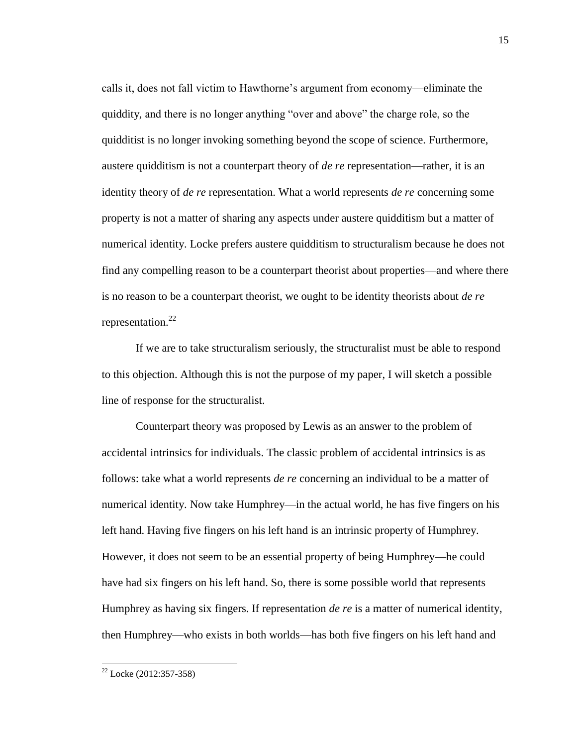calls it, does not fall victim to Hawthorne's argument from economy—eliminate the quiddity, and there is no longer anything "over and above" the charge role, so the quidditist is no longer invoking something beyond the scope of science. Furthermore, austere quidditism is not a counterpart theory of *de re* representation—rather, it is an identity theory of *de re* representation. What a world represents *de re* concerning some property is not a matter of sharing any aspects under austere quidditism but a matter of numerical identity. Locke prefers austere quidditism to structuralism because he does not find any compelling reason to be a counterpart theorist about properties—and where there is no reason to be a counterpart theorist, we ought to be identity theorists about *de re* representation.[22]

If we are to take structuralism seriously, the structuralist must be able to respond to this objection. Although this is not the purpose of my paper, I will sketch a possible line of response for the structuralist.

Counterpart theory was proposed by Lewis as an answer to the problem of accidental intrinsics for individuals. The classic problem of accidental intrinsics is as follows: take what a world represents *de re* concerning an individual to be a matter of numerical identity. Now take Humphrey—in the actual world, he has five fingers on his left hand. Having five fingers on his left hand is an intrinsic property of Humphrey. However, it does not seem to be an essential property of being Humphrey—he could have had six fingers on his left hand. So, there is some possible world that represents Humphrey as having six fingers. If representation *de re* is a matter of numerical identity, then Humphrey—who exists in both worlds—has both five fingers on his left hand and

[22] Locke (2012:357-358)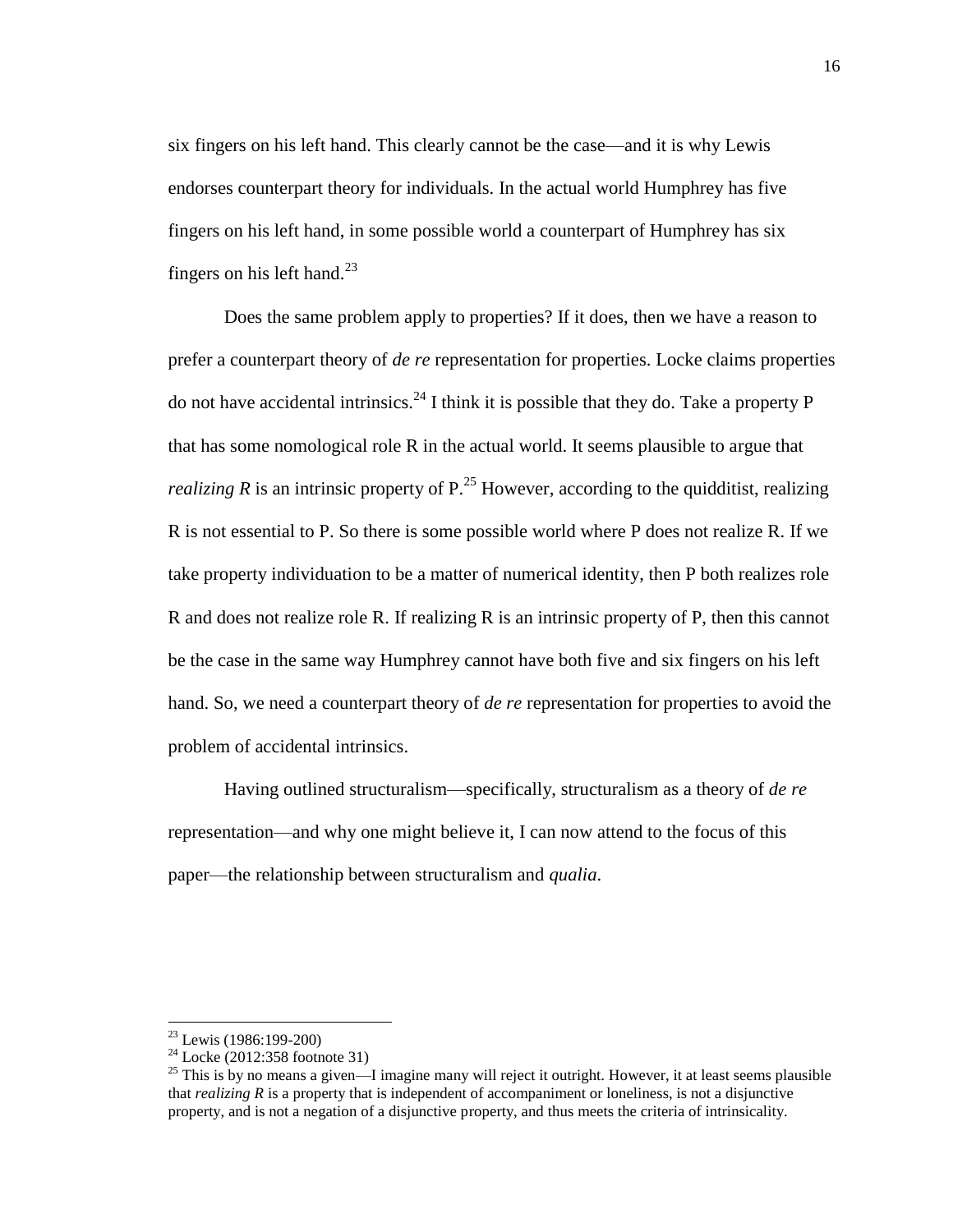six fingers on his left hand. This clearly cannot be the case—and it is why Lewis endorses counterpart theory for individuals. In the actual world Humphrey has five fingers on his left hand, in some possible world a counterpart of Humphrey has six fingers on his left hand.[23]

Does the same problem apply to properties? If it does, then we have a reason to prefer a counterpart theory of *de re* representation for properties. Locke claims properties do not have accidental intrinsics.[24] I think it is possible that they do. Take a property P that has some nomological role R in the actual world. It seems plausible to argue that *realizing R* is an intrinsic property of P.[25] However, according to the quidditist, realizing R is not essential to P. So there is some possible world where P does not realize R. If we take property individuation to be a matter of numerical identity, then P both realizes role R and does not realize role R. If realizing R is an intrinsic property of P, then this cannot be the case in the same way Humphrey cannot have both five and six fingers on his left hand. So, we need a counterpart theory of *de re* representation for properties to avoid the problem of accidental intrinsics.

Having outlined structuralism—specifically, structuralism as a theory of *de re* representation—and why one might believe it, I can now attend to the focus of this paper—the relationship between structuralism and *qualia*.

---

[23] Lewis (1986:199-200)

[24] Locke (2012:358 footnote 31)

[25] This is by no means a given—I imagine many will reject it outright. However, it at least seems plausible that *realizing R* is a property that is independent of accompaniment or loneliness, is not a disjunctive property, and is not a negation of a disjunctive property, and thus meets the criteria of intrinsicality.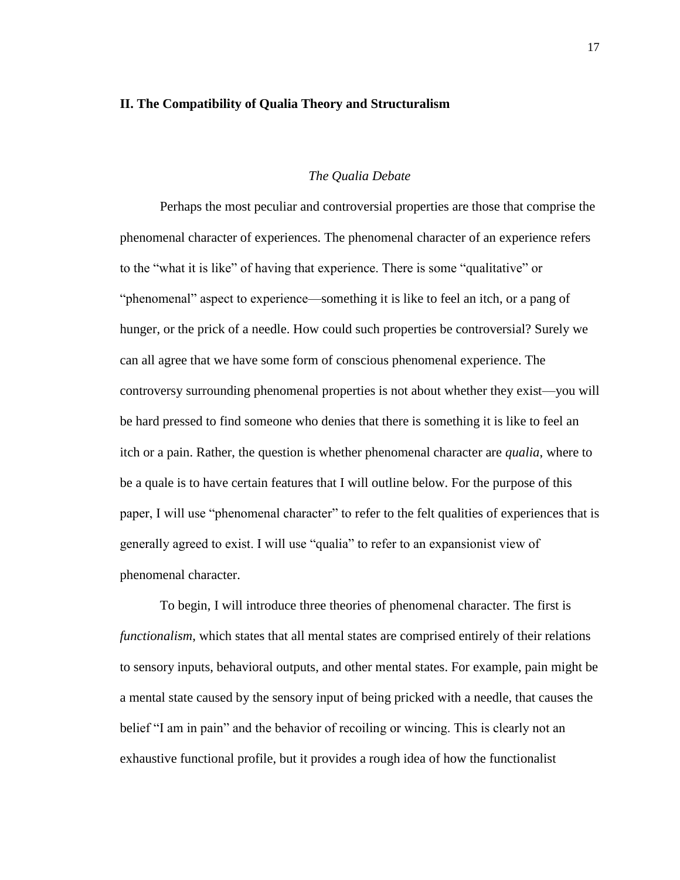## II. The Compatibility of Qualia Theory and Structuralism

### *The Qualia Debate*

Perhaps the most peculiar and controversial properties are those that comprise the phenomenal character of experiences. The phenomenal character of an experience refers to the "what it is like" of having that experience. There is some "qualitative" or "phenomenal" aspect to experience—something it is like to feel an itch, or a pang of hunger, or the prick of a needle. How could such properties be controversial? Surely we can all agree that we have some form of conscious phenomenal experience. The controversy surrounding phenomenal properties is not about whether they exist—you will be hard pressed to find someone who denies that there is something it is like to feel an itch or a pain. Rather, the question is whether phenomenal character are *qualia*, where to be a quale is to have certain features that I will outline below. For the purpose of this paper, I will use "phenomenal character" to refer to the felt qualities of experiences that is generally agreed to exist. I will use "qualia" to refer to an expansionist view of phenomenal character.

To begin, I will introduce three theories of phenomenal character. The first is *functionalism*, which states that all mental states are comprised entirely of their relations to sensory inputs, behavioral outputs, and other mental states. For example, pain might be a mental state caused by the sensory input of being pricked with a needle, that causes the belief "I am in pain" and the behavior of recoiling or wincing. This is clearly not an exhaustive functional profile, but it provides a rough idea of how the functionalist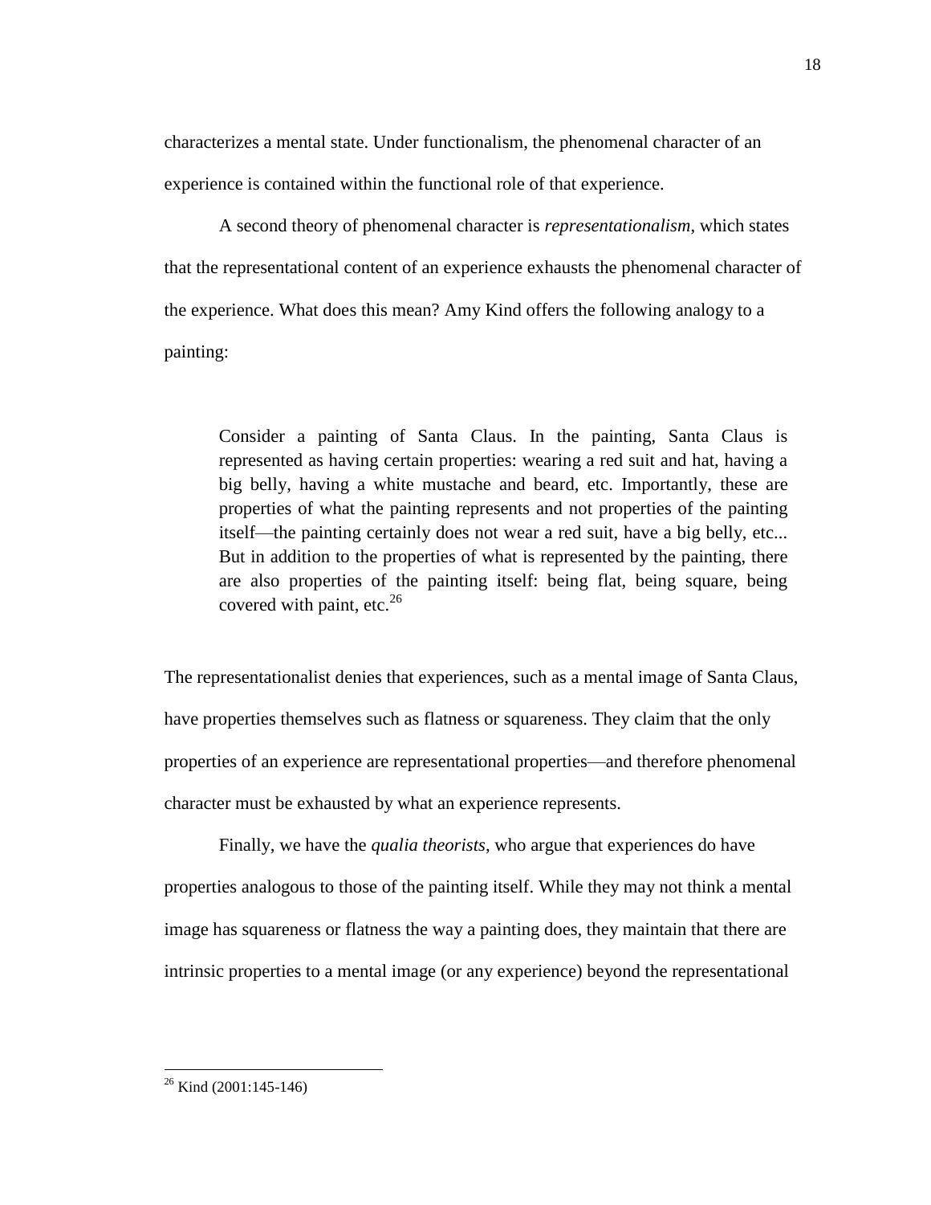characterizes a mental state. Under functionalism, the phenomenal character of an experience is contained within the functional role of that experience.

A second theory of phenomenal character is *representationalism*, which states that the representational content of an experience exhausts the phenomenal character of the experience. What does this mean? Amy Kind offers the following analogy to a painting:

> Consider a painting of Santa Claus. In the painting, Santa Claus is represented as having certain properties: wearing a red suit and hat, having a big belly, having a white mustache and beard, etc. Importantly, these are properties of what the painting represents and not properties of the painting itself—the painting certainly does not wear a red suit, have a big belly, etc... But in addition to the properties of what is represented by the painting, there are also properties of the painting itself: being flat, being square, being covered with paint, etc.[26]

The representationalist denies that experiences, such as a mental image of Santa Claus, have properties themselves such as flatness or squareness. They claim that the only properties of an experience are representational properties—and therefore phenomenal character must be exhausted by what an experience represents.

Finally, we have the *qualia theorists*, who argue that experiences do have properties analogous to those of the painting itself. While they may not think a mental image has squareness or flatness the way a painting does, they maintain that there are intrinsic properties to a mental image (or any experience) beyond the representational

---

[26] Kind (2001:145-146)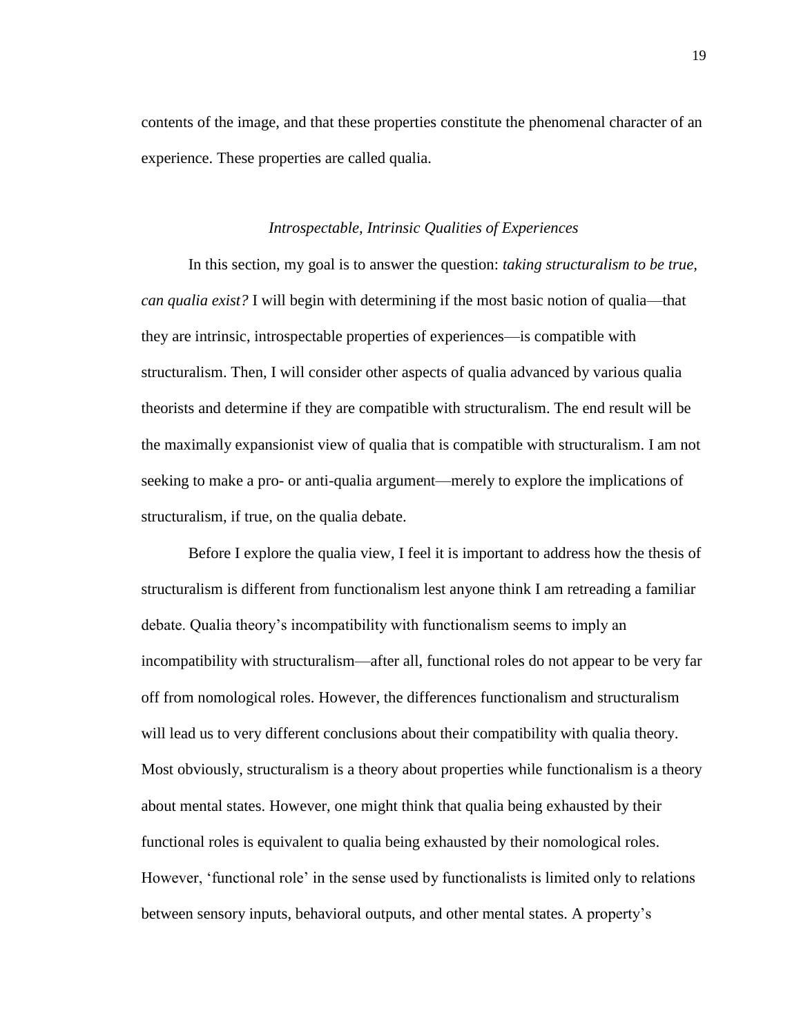contents of the image, and that these properties constitute the phenomenal character of an experience. These properties are called qualia.

### *Introspectable, Intrinsic Qualities of Experiences*

In this section, my goal is to answer the question: *taking structuralism to be true, can qualia exist?* I will begin with determining if the most basic notion of qualia—that they are intrinsic, introspectable properties of experiences—is compatible with structuralism. Then, I will consider other aspects of qualia advanced by various qualia theorists and determine if they are compatible with structuralism. The end result will be the maximally expansionist view of qualia that is compatible with structuralism. I am not seeking to make a pro- or anti-qualia argument—merely to explore the implications of structuralism, if true, on the qualia debate.

Before I explore the qualia view, I feel it is important to address how the thesis of structuralism is different from functionalism lest anyone think I am retreading a familiar debate. Qualia theory's incompatibility with functionalism seems to imply an incompatibility with structuralism—after all, functional roles do not appear to be very far off from nomological roles. However, the differences functionalism and structuralism will lead us to very different conclusions about their compatibility with qualia theory. Most obviously, structuralism is a theory about properties while functionalism is a theory about mental states. However, one might think that qualia being exhausted by their functional roles is equivalent to qualia being exhausted by their nomological roles. However, 'functional role' in the sense used by functionalists is limited only to relations between sensory inputs, behavioral outputs, and other mental states. A property's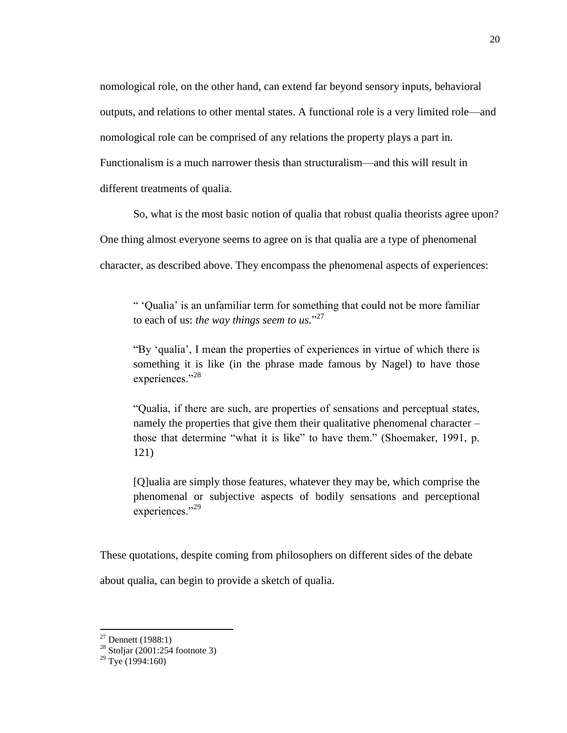nomological role, on the other hand, can extend far beyond sensory inputs, behavioral outputs, and relations to other mental states. A functional role is a very limited role—and nomological role can be comprised of any relations the property plays a part in. Functionalism is a much narrower thesis than structuralism—and this will result in different treatments of qualia.

So, what is the most basic notion of qualia that robust qualia theorists agree upon? One thing almost everyone seems to agree on is that qualia are a type of phenomenal character, as described above. They encompass the phenomenal aspects of experiences:

> " 'Qualia' is an unfamiliar term for something that could not be more familiar to each of us: *the way things seem to us.*"[27]
>
> "By 'qualia', I mean the properties of experiences in virtue of which there is something it is like (in the phrase made famous by Nagel) to have those experiences."[28]
>
> "Qualia, if there are such, are properties of sensations and perceptual states, namely the properties that give them their qualitative phenomenal character – those that determine "what it is like" to have them." (Shoemaker, 1991, p. 121)
>
> [Q]ualia are simply those features, whatever they may be, which comprise the phenomenal or subjective aspects of bodily sensations and perceptional experiences."[29]

These quotations, despite coming from philosophers on different sides of the debate about qualia, can begin to provide a sketch of qualia.

---

[27] Dennett (1988:1)

[28] Stoljar (2001:254 footnote 3)

[29] Tye (1994:160)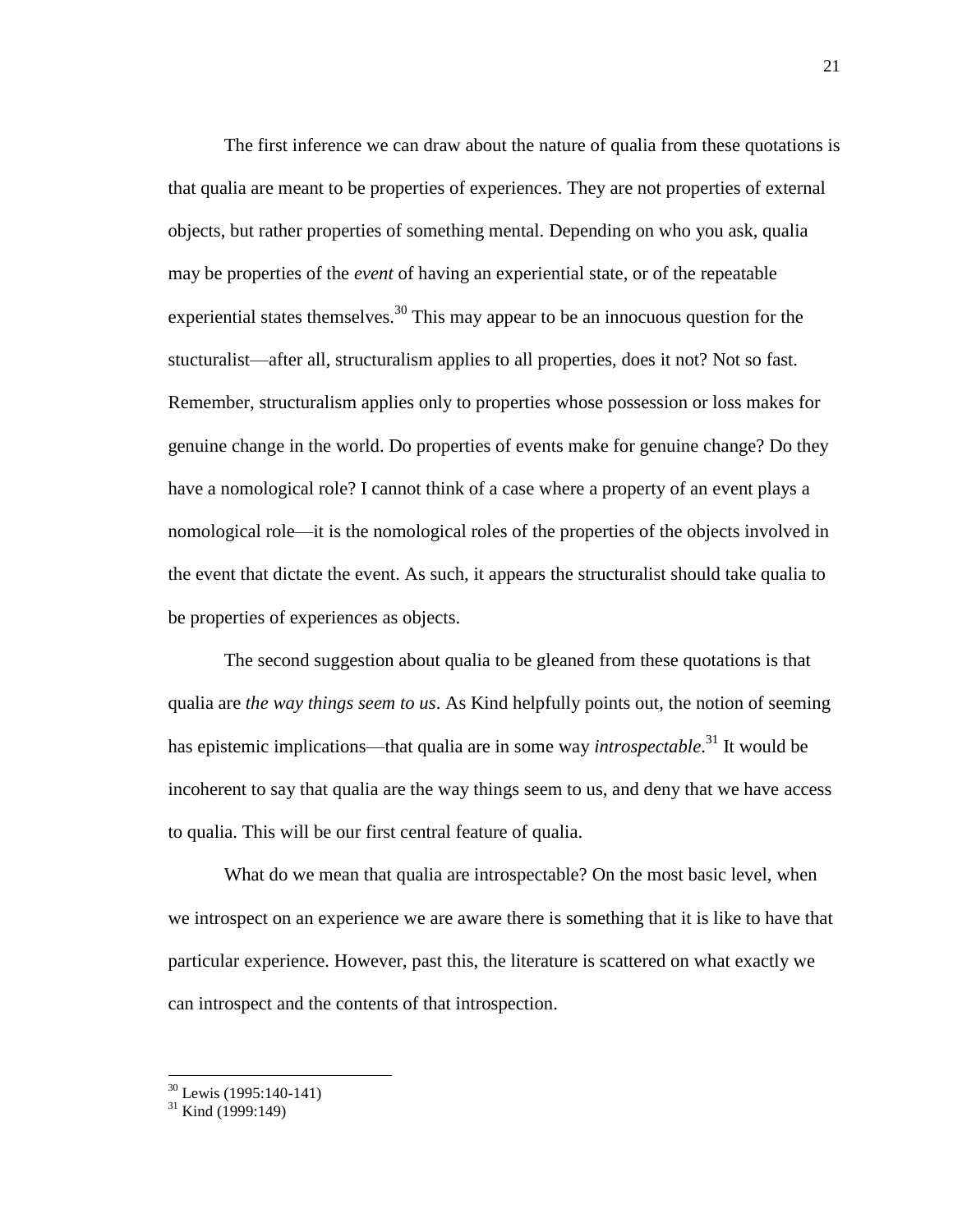The first inference we can draw about the nature of qualia from these quotations is that qualia are meant to be properties of experiences. They are not properties of external objects, but rather properties of something mental. Depending on who you ask, qualia may be properties of the *event* of having an experiential state, or of the repeatable experiential states themselves.[30] This may appear to be an innocuous question for the stucturalist—after all, structuralism applies to all properties, does it not? Not so fast. Remember, structuralism applies only to properties whose possession or loss makes for genuine change in the world. Do properties of events make for genuine change? Do they have a nomological role? I cannot think of a case where a property of an event plays a nomological role—it is the nomological roles of the properties of the objects involved in the event that dictate the event. As such, it appears the structuralist should take qualia to be properties of experiences as objects.

The second suggestion about qualia to be gleaned from these quotations is that qualia are *the way things seem to us*. As Kind helpfully points out, the notion of seeming has epistemic implications—that qualia are in some way *introspectable*.[31] It would be incoherent to say that qualia are the way things seem to us, and deny that we have access to qualia. This will be our first central feature of qualia.

What do we mean that qualia are introspectable? On the most basic level, when we introspect on an experience we are aware there is something that it is like to have that particular experience. However, past this, the literature is scattered on what exactly we can introspect and the contents of that introspection.

---

[30] Lewis (1995:140-141)

[31] Kind (1999:149)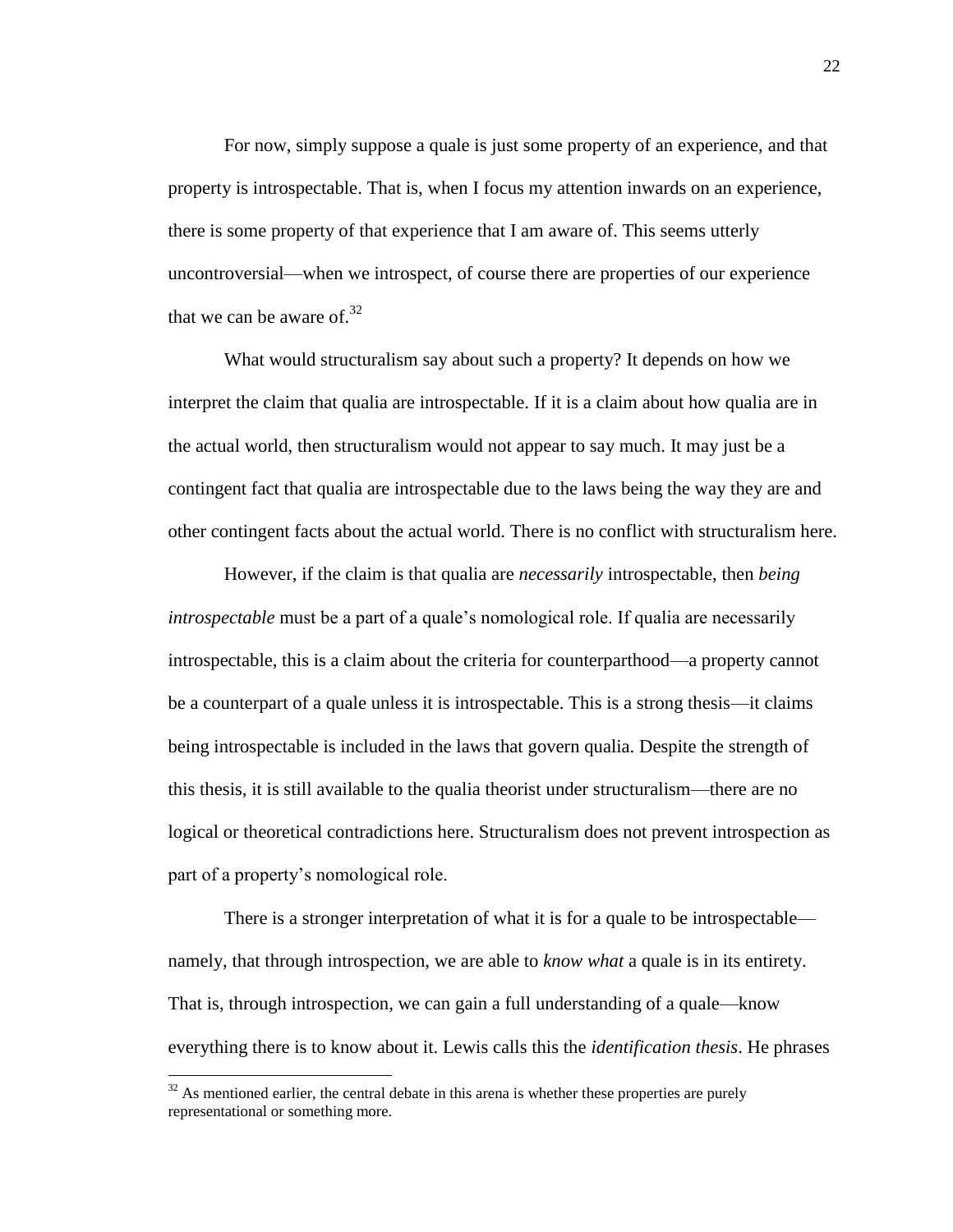For now, simply suppose a quale is just some property of an experience, and that property is introspectable. That is, when I focus my attention inwards on an experience, there is some property of that experience that I am aware of. This seems utterly uncontroversial—when we introspect, of course there are properties of our experience that we can be aware of.[32]

What would structuralism say about such a property? It depends on how we interpret the claim that qualia are introspectable. If it is a claim about how qualia are in the actual world, then structuralism would not appear to say much. It may just be a contingent fact that qualia are introspectable due to the laws being the way they are and other contingent facts about the actual world. There is no conflict with structuralism here.

However, if the claim is that qualia are *necessarily* introspectable, then *being introspectable* must be a part of a quale's nomological role. If qualia are necessarily introspectable, this is a claim about the criteria for counterparthood—a property cannot be a counterpart of a quale unless it is introspectable. This is a strong thesis—it claims being introspectable is included in the laws that govern qualia. Despite the strength of this thesis, it is still available to the qualia theorist under structuralism—there are no logical or theoretical contradictions here. Structuralism does not prevent introspection as part of a property's nomological role.

There is a stronger interpretation of what it is for a quale to be introspectable—namely, that through introspection, we are able to *know what* a quale is in its entirety. That is, through introspection, we can gain a full understanding of a quale—know everything there is to know about it. Lewis calls this the *identification thesis*. He phrases

[32] As mentioned earlier, the central debate in this arena is whether these properties are purely representational or something more.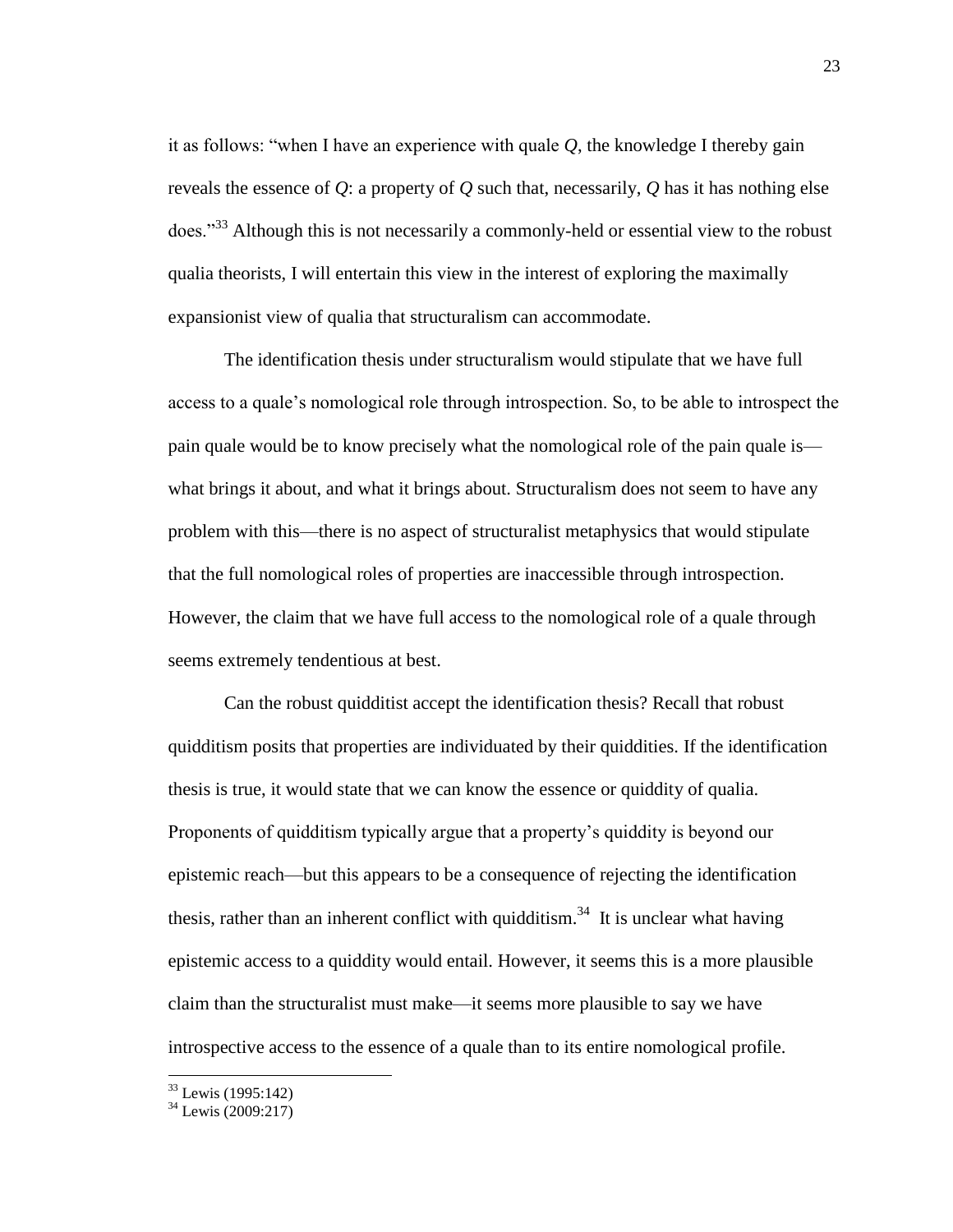it as follows: "when I have an experience with quale *Q*, the knowledge I thereby gain reveals the essence of *Q*: a property of *Q* such that, necessarily, *Q* has it has nothing else does."[33] Although this is not necessarily a commonly-held or essential view to the robust qualia theorists, I will entertain this view in the interest of exploring the maximally expansionist view of qualia that structuralism can accommodate.

The identification thesis under structuralism would stipulate that we have full access to a quale's nomological role through introspection. So, to be able to introspect the pain quale would be to know precisely what the nomological role of the pain quale is—what brings it about, and what it brings about. Structuralism does not seem to have any problem with this—there is no aspect of structuralist metaphysics that would stipulate that the full nomological roles of properties are inaccessible through introspection. However, the claim that we have full access to the nomological role of a quale through seems extremely tendentious at best.

Can the robust quidditist accept the identification thesis? Recall that robust quidditism posits that properties are individuated by their quiddities. If the identification thesis is true, it would state that we can know the essence or quiddity of qualia. Proponents of quidditism typically argue that a property's quiddity is beyond our epistemic reach—but this appears to be a consequence of rejecting the identification thesis, rather than an inherent conflict with quidditism.[34] It is unclear what having epistemic access to a quiddity would entail. However, it seems this is a more plausible claim than the structuralist must make—it seems more plausible to say we have introspective access to the essence of a quale than to its entire nomological profile.

---

[33] Lewis (1995:142)

[34] Lewis (2009:217)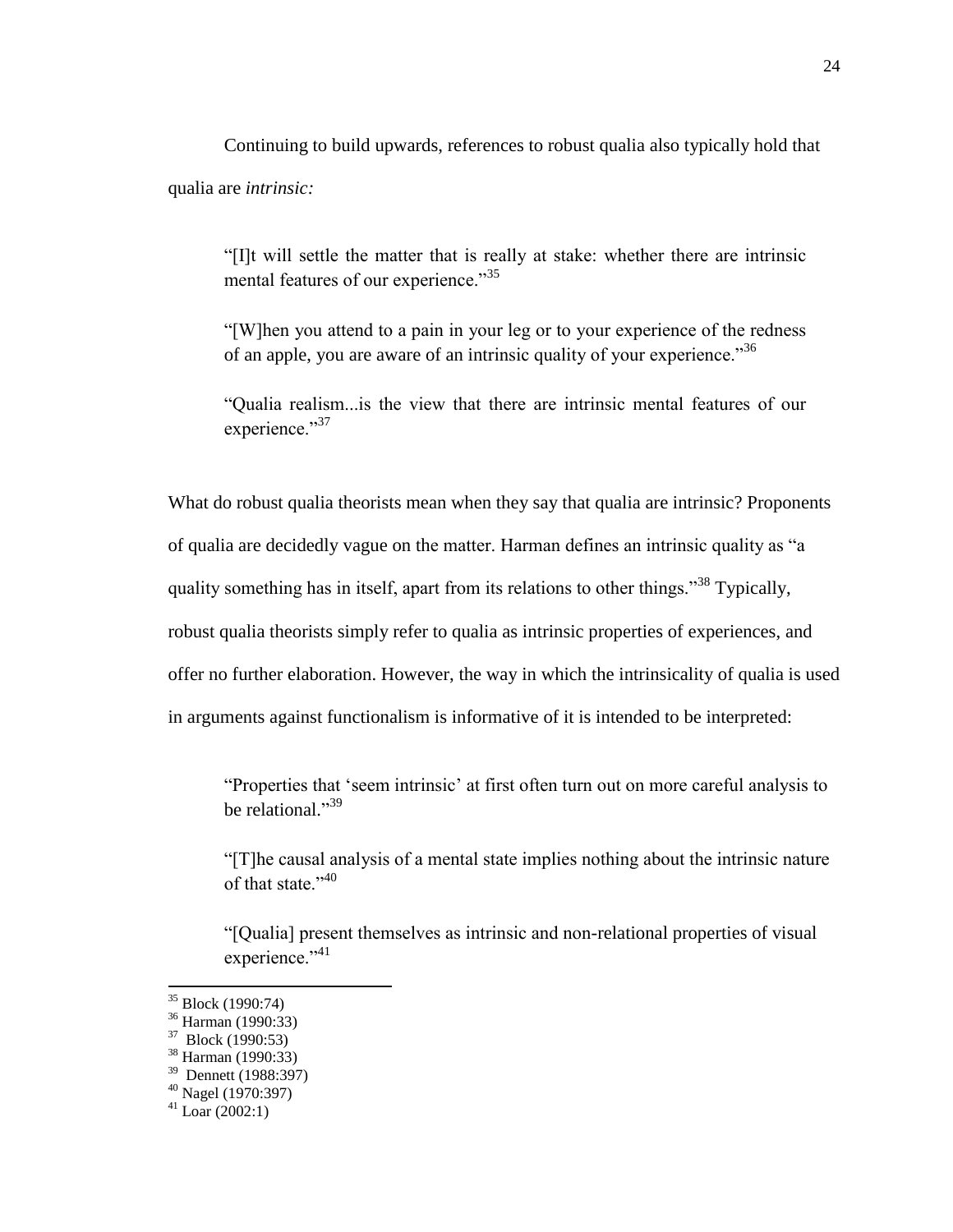Continuing to build upwards, references to robust qualia also typically hold that qualia are *intrinsic:*

> "[I]t will settle the matter that is really at stake: whether there are intrinsic mental features of our experience."[35]
>
> "[W]hen you attend to a pain in your leg or to your experience of the redness of an apple, you are aware of an intrinsic quality of your experience."[36]
>
> "Qualia realism...is the view that there are intrinsic mental features of our experience."[37]

What do robust qualia theorists mean when they say that qualia are intrinsic? Proponents of qualia are decidedly vague on the matter. Harman defines an intrinsic quality as "a quality something has in itself, apart from its relations to other things."[38] Typically, robust qualia theorists simply refer to qualia as intrinsic properties of experiences, and offer no further elaboration. However, the way in which the intrinsicality of qualia is used in arguments against functionalism is informative of it is intended to be interpreted:

> "Properties that 'seem intrinsic' at first often turn out on more careful analysis to be relational."[39]
>
> "[T]he causal analysis of a mental state implies nothing about the intrinsic nature of that state."[40]
>
> "[Qualia] present themselves as intrinsic and non-relational properties of visual experience."[41]

---

[35] Block (1990:74)
[36] Harman (1990:33)
[37] Block (1990:53)
[38] Harman (1990:33)
[39] Dennett (1988:397)
[40] Nagel (1970:397)
[41] Loar (2002:1)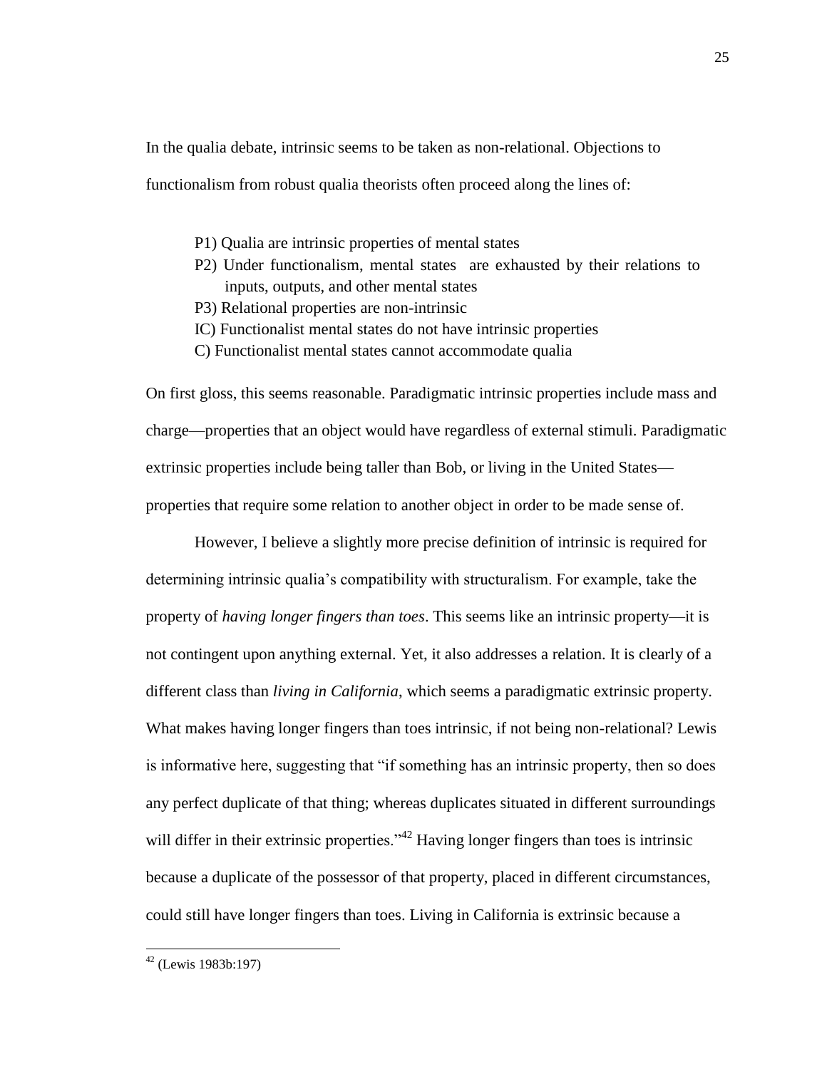In the qualia debate, intrinsic seems to be taken as non-relational. Objections to functionalism from robust qualia theorists often proceed along the lines of:

> P1) Qualia are intrinsic properties of mental states
> P2) Under functionalism, mental states are exhausted by their relations to inputs, outputs, and other mental states
> P3) Relational properties are non-intrinsic
> IC) Functionalist mental states do not have intrinsic properties
> C) Functionalist mental states cannot accommodate qualia

On first gloss, this seems reasonable. Paradigmatic intrinsic properties include mass and charge—properties that an object would have regardless of external stimuli. Paradigmatic extrinsic properties include being taller than Bob, or living in the United States—properties that require some relation to another object in order to be made sense of.

However, I believe a slightly more precise definition of intrinsic is required for determining intrinsic qualia's compatibility with structuralism. For example, take the property of *having longer fingers than toes*. This seems like an intrinsic property—it is not contingent upon anything external. Yet, it also addresses a relation. It is clearly of a different class than *living in California*, which seems a paradigmatic extrinsic property. What makes having longer fingers than toes intrinsic, if not being non-relational? Lewis is informative here, suggesting that "if something has an intrinsic property, then so does any perfect duplicate of that thing; whereas duplicates situated in different surroundings will differ in their extrinsic properties."[42] Having longer fingers than toes is intrinsic because a duplicate of the possessor of that property, placed in different circumstances, could still have longer fingers than toes. Living in California is extrinsic because a

---

[42] (Lewis 1983b:197)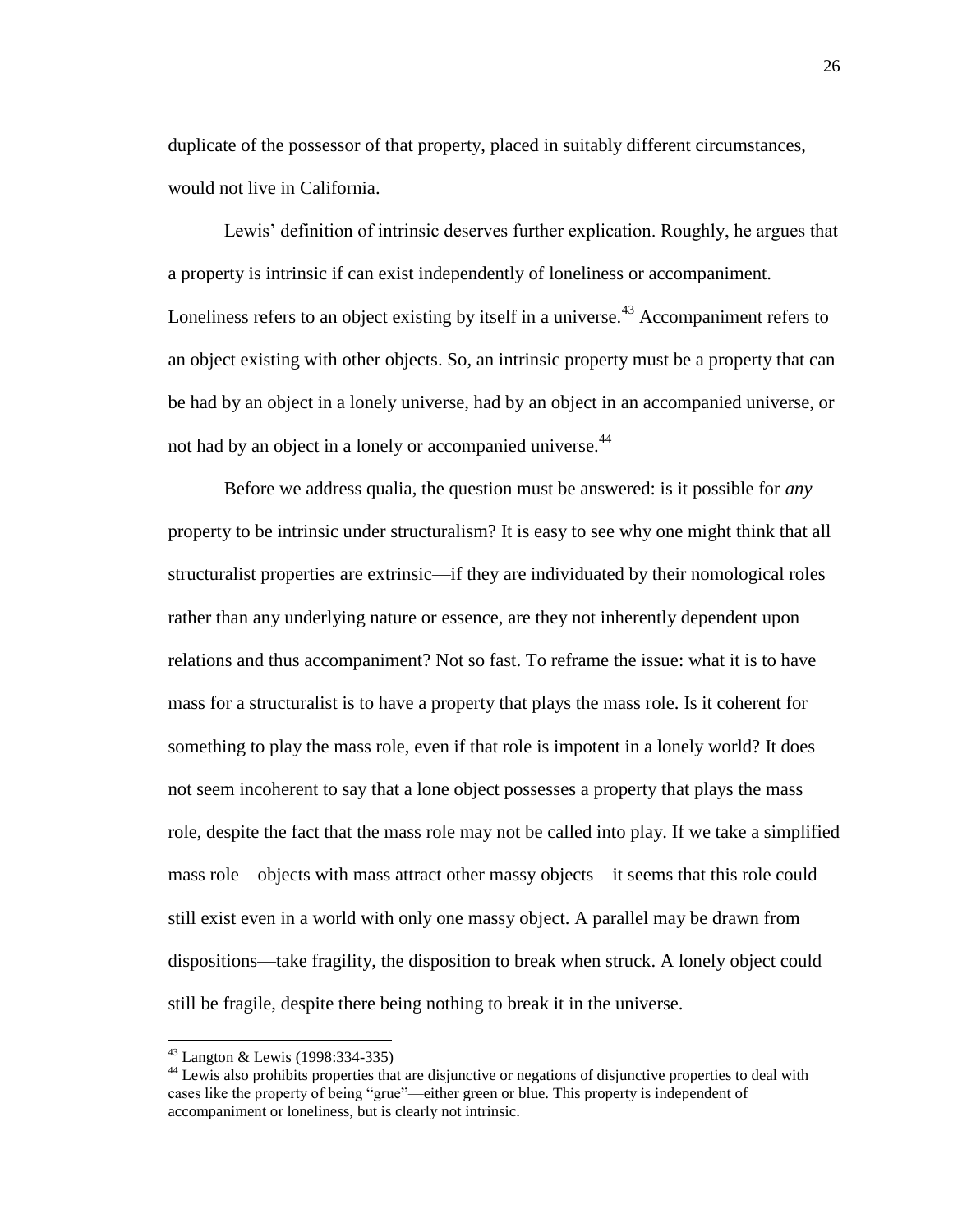duplicate of the possessor of that property, placed in suitably different circumstances, would not live in California.

Lewis' definition of intrinsic deserves further explication. Roughly, he argues that a property is intrinsic if can exist independently of loneliness or accompaniment. Loneliness refers to an object existing by itself in a universe.[43] Accompaniment refers to an object existing with other objects. So, an intrinsic property must be a property that can be had by an object in a lonely universe, had by an object in an accompanied universe, or not had by an object in a lonely or accompanied universe.[44]

Before we address qualia, the question must be answered: is it possible for *any* property to be intrinsic under structuralism? It is easy to see why one might think that all structuralist properties are extrinsic—if they are individuated by their nomological roles rather than any underlying nature or essence, are they not inherently dependent upon relations and thus accompaniment? Not so fast. To reframe the issue: what it is to have mass for a structuralist is to have a property that plays the mass role. Is it coherent for something to play the mass role, even if that role is impotent in a lonely world? It does not seem incoherent to say that a lone object possesses a property that plays the mass role, despite the fact that the mass role may not be called into play. If we take a simplified mass role—objects with mass attract other massy objects—it seems that this role could still exist even in a world with only one massy object. A parallel may be drawn from dispositions—take fragility, the disposition to break when struck. A lonely object could still be fragile, despite there being nothing to break it in the universe.

[43] Langton & Lewis (1998:334-335)

[44] Lewis also prohibits properties that are disjunctive or negations of disjunctive properties to deal with cases like the property of being "grue"—either green or blue. This property is independent of accompaniment or loneliness, but is clearly not intrinsic.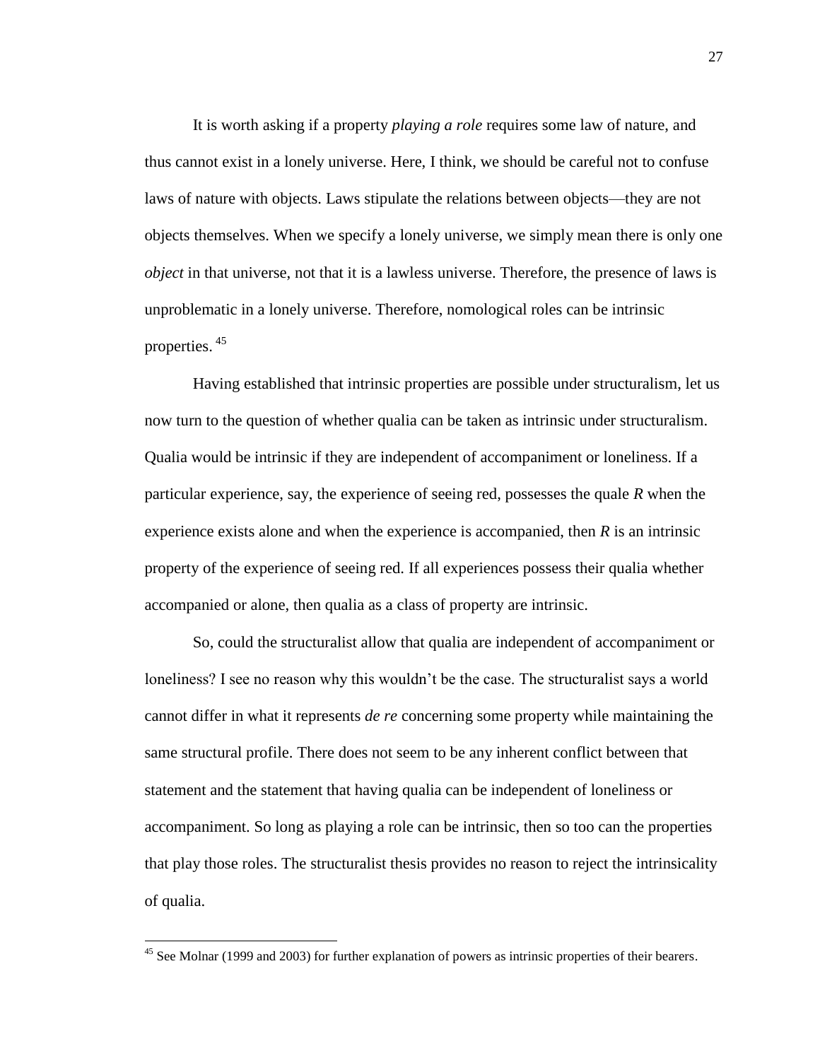It is worth asking if a property *playing a role* requires some law of nature, and thus cannot exist in a lonely universe. Here, I think, we should be careful not to confuse laws of nature with objects. Laws stipulate the relations between objects—they are not objects themselves. When we specify a lonely universe, we simply mean there is only one *object* in that universe, not that it is a lawless universe. Therefore, the presence of laws is unproblematic in a lonely universe. Therefore, nomological roles can be intrinsic properties.[45]

Having established that intrinsic properties are possible under structuralism, let us now turn to the question of whether qualia can be taken as intrinsic under structuralism. Qualia would be intrinsic if they are independent of accompaniment or loneliness. If a particular experience, say, the experience of seeing red, possesses the quale *R* when the experience exists alone and when the experience is accompanied, then *R* is an intrinsic property of the experience of seeing red. If all experiences possess their qualia whether accompanied or alone, then qualia as a class of property are intrinsic.

So, could the structuralist allow that qualia are independent of accompaniment or loneliness? I see no reason why this wouldn't be the case. The structuralist says a world cannot differ in what it represents *de re* concerning some property while maintaining the same structural profile. There does not seem to be any inherent conflict between that statement and the statement that having qualia can be independent of loneliness or accompaniment. So long as playing a role can be intrinsic, then so too can the properties that play those roles. The structuralist thesis provides no reason to reject the intrinsicality of qualia.

---

[45] See Molnar (1999 and 2003) for further explanation of powers as intrinsic properties of their bearers.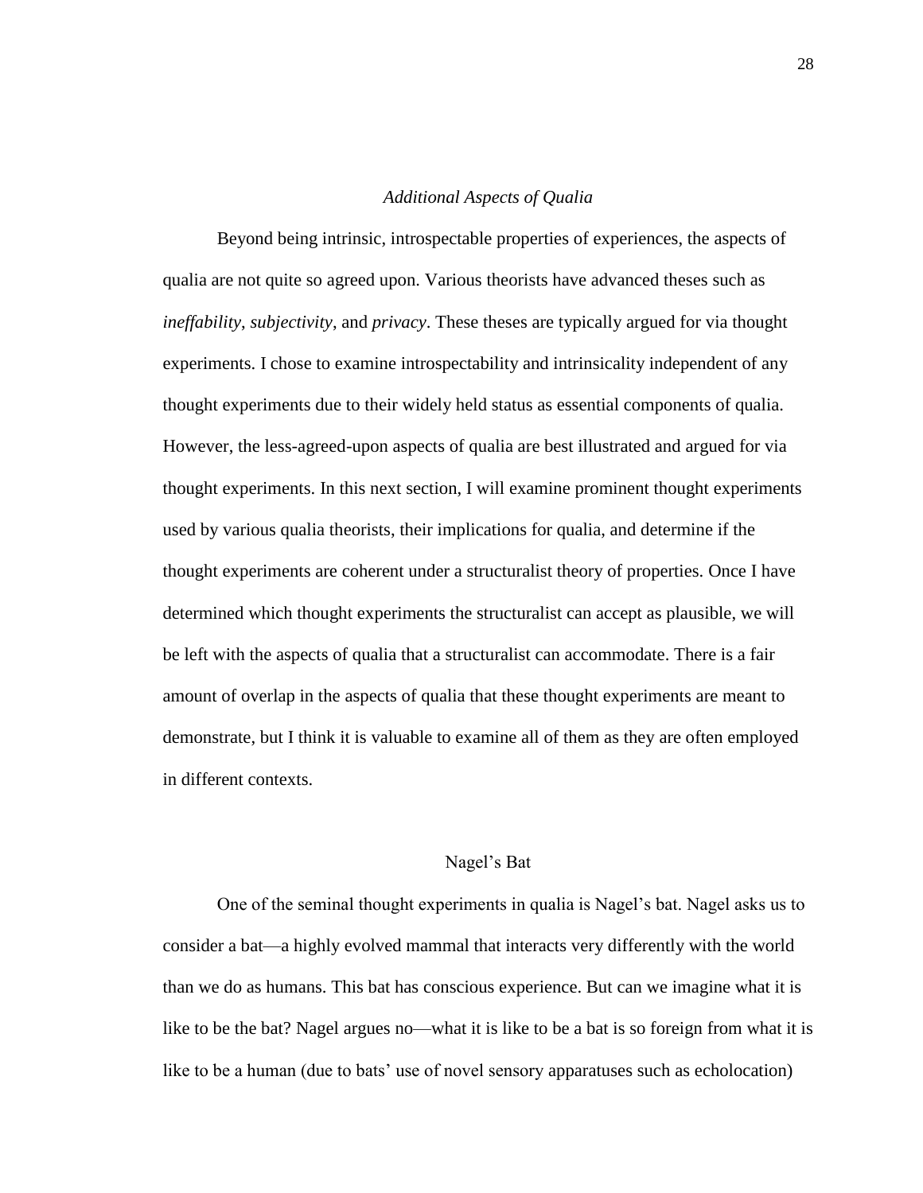### *Additional Aspects of Qualia*

Beyond being intrinsic, introspectable properties of experiences, the aspects of qualia are not quite so agreed upon. Various theorists have advanced theses such as *ineffability*, *subjectivity*, and *privacy*. These theses are typically argued for via thought experiments. I chose to examine introspectability and intrinsicality independent of any thought experiments due to their widely held status as essential components of qualia. However, the less-agreed-upon aspects of qualia are best illustrated and argued for via thought experiments. In this next section, I will examine prominent thought experiments used by various qualia theorists, their implications for qualia, and determine if the thought experiments are coherent under a structuralist theory of properties. Once I have determined which thought experiments the structuralist can accept as plausible, we will be left with the aspects of qualia that a structuralist can accommodate. There is a fair amount of overlap in the aspects of qualia that these thought experiments are meant to demonstrate, but I think it is valuable to examine all of them as they are often employed in different contexts.

#### Nagel's Bat

One of the seminal thought experiments in qualia is Nagel's bat. Nagel asks us to consider a bat—a highly evolved mammal that interacts very differently with the world than we do as humans. This bat has conscious experience. But can we imagine what it is like to be the bat? Nagel argues no—what it is like to be a bat is so foreign from what it is like to be a human (due to bats' use of novel sensory apparatuses such as echolocation)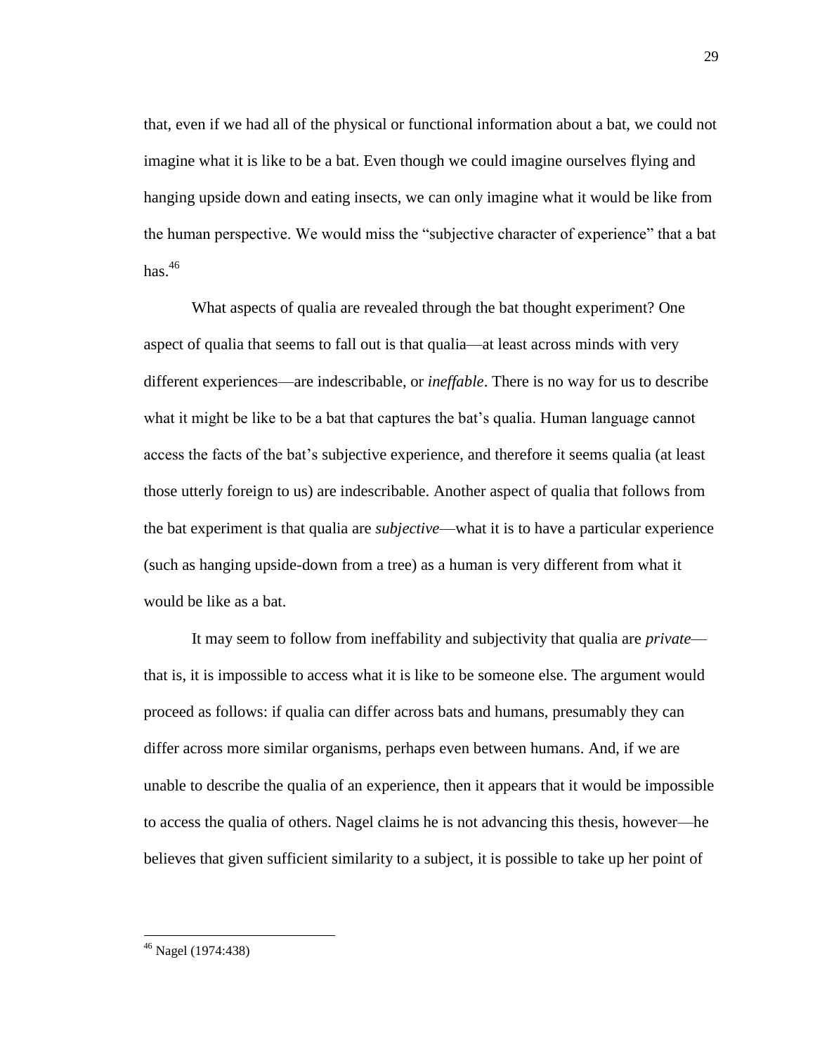that, even if we had all of the physical or functional information about a bat, we could not imagine what it is like to be a bat. Even though we could imagine ourselves flying and hanging upside down and eating insects, we can only imagine what it would be like from the human perspective. We would miss the "subjective character of experience" that a bat has.[46]

What aspects of qualia are revealed through the bat thought experiment? One aspect of qualia that seems to fall out is that qualia—at least across minds with very different experiences—are indescribable, or *ineffable*. There is no way for us to describe what it might be like to be a bat that captures the bat's qualia. Human language cannot access the facts of the bat's subjective experience, and therefore it seems qualia (at least those utterly foreign to us) are indescribable. Another aspect of qualia that follows from the bat experiment is that qualia are *subjective*—what it is to have a particular experience (such as hanging upside-down from a tree) as a human is very different from what it would be like as a bat.

It may seem to follow from ineffability and subjectivity that qualia are *private*—that is, it is impossible to access what it is like to be someone else. The argument would proceed as follows: if qualia can differ across bats and humans, presumably they can differ across more similar organisms, perhaps even between humans. And, if we are unable to describe the qualia of an experience, then it appears that it would be impossible to access the qualia of others. Nagel claims he is not advancing this thesis, however—he believes that given sufficient similarity to a subject, it is possible to take up her point of

---

[46] Nagel (1974:438)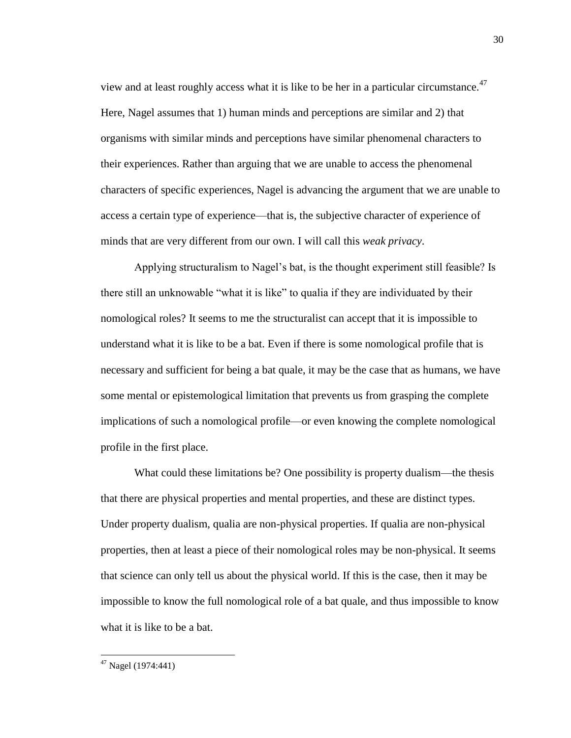view and at least roughly access what it is like to be her in a particular circumstance.[47] Here, Nagel assumes that 1) human minds and perceptions are similar and 2) that organisms with similar minds and perceptions have similar phenomenal characters to their experiences. Rather than arguing that we are unable to access the phenomenal characters of specific experiences, Nagel is advancing the argument that we are unable to access a certain type of experience—that is, the subjective character of experience of minds that are very different from our own. I will call this *weak privacy*.

Applying structuralism to Nagel's bat, is the thought experiment still feasible? Is there still an unknowable "what it is like" to qualia if they are individuated by their nomological roles? It seems to me the structuralist can accept that it is impossible to understand what it is like to be a bat. Even if there is some nomological profile that is necessary and sufficient for being a bat quale, it may be the case that as humans, we have some mental or epistemological limitation that prevents us from grasping the complete implications of such a nomological profile—or even knowing the complete nomological profile in the first place.

What could these limitations be? One possibility is property dualism—the thesis that there are physical properties and mental properties, and these are distinct types. Under property dualism, qualia are non-physical properties. If qualia are non-physical properties, then at least a piece of their nomological roles may be non-physical. It seems that science can only tell us about the physical world. If this is the case, then it may be impossible to know the full nomological role of a bat quale, and thus impossible to know what it is like to be a bat.

---

[47] Nagel (1974:441)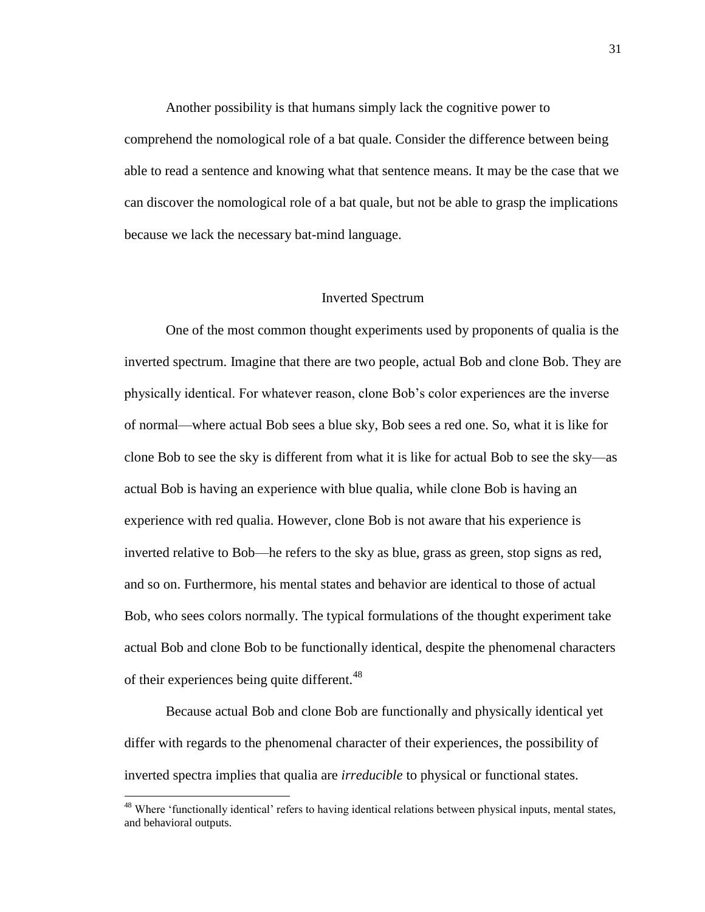Another possibility is that humans simply lack the cognitive power to comprehend the nomological role of a bat quale. Consider the difference between being able to read a sentence and knowing what that sentence means. It may be the case that we can discover the nomological role of a bat quale, but not be able to grasp the implications because we lack the necessary bat-mind language.

## Inverted Spectrum

One of the most common thought experiments used by proponents of qualia is the inverted spectrum. Imagine that there are two people, actual Bob and clone Bob. They are physically identical. For whatever reason, clone Bob's color experiences are the inverse of normal—where actual Bob sees a blue sky, Bob sees a red one. So, what it is like for clone Bob to see the sky is different from what it is like for actual Bob to see the sky—as actual Bob is having an experience with blue qualia, while clone Bob is having an experience with red qualia. However, clone Bob is not aware that his experience is inverted relative to Bob—he refers to the sky as blue, grass as green, stop signs as red, and so on. Furthermore, his mental states and behavior are identical to those of actual Bob, who sees colors normally. The typical formulations of the thought experiment take actual Bob and clone Bob to be functionally identical, despite the phenomenal characters of their experiences being quite different.[48]

Because actual Bob and clone Bob are functionally and physically identical yet differ with regards to the phenomenal character of their experiences, the possibility of inverted spectra implies that qualia are *irreducible* to physical or functional states.

[48] Where 'functionally identical' refers to having identical relations between physical inputs, mental states, and behavioral outputs.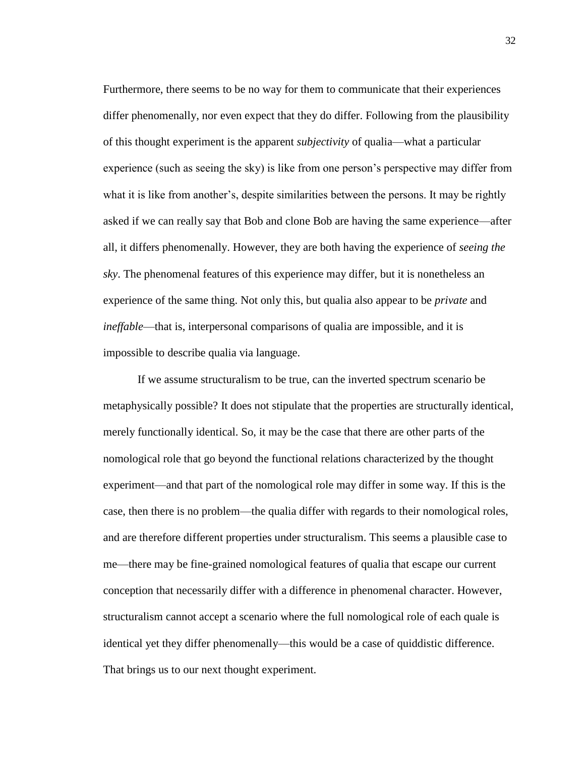Furthermore, there seems to be no way for them to communicate that their experiences differ phenomenally, nor even expect that they do differ. Following from the plausibility of this thought experiment is the apparent *subjectivity* of qualia—what a particular experience (such as seeing the sky) is like from one person's perspective may differ from what it is like from another's, despite similarities between the persons. It may be rightly asked if we can really say that Bob and clone Bob are having the same experience—after all, it differs phenomenally. However, they are both having the experience of *seeing the sky*. The phenomenal features of this experience may differ, but it is nonetheless an experience of the same thing. Not only this, but qualia also appear to be *private* and *ineffable*—that is, interpersonal comparisons of qualia are impossible, and it is impossible to describe qualia via language.

If we assume structuralism to be true, can the inverted spectrum scenario be metaphysically possible? It does not stipulate that the properties are structurally identical, merely functionally identical. So, it may be the case that there are other parts of the nomological role that go beyond the functional relations characterized by the thought experiment—and that part of the nomological role may differ in some way. If this is the case, then there is no problem—the qualia differ with regards to their nomological roles, and are therefore different properties under structuralism. This seems a plausible case to me—there may be fine-grained nomological features of qualia that escape our current conception that necessarily differ with a difference in phenomenal character. However, structuralism cannot accept a scenario where the full nomological role of each quale is identical yet they differ phenomenally—this would be a case of quiddistic difference. That brings us to our next thought experiment.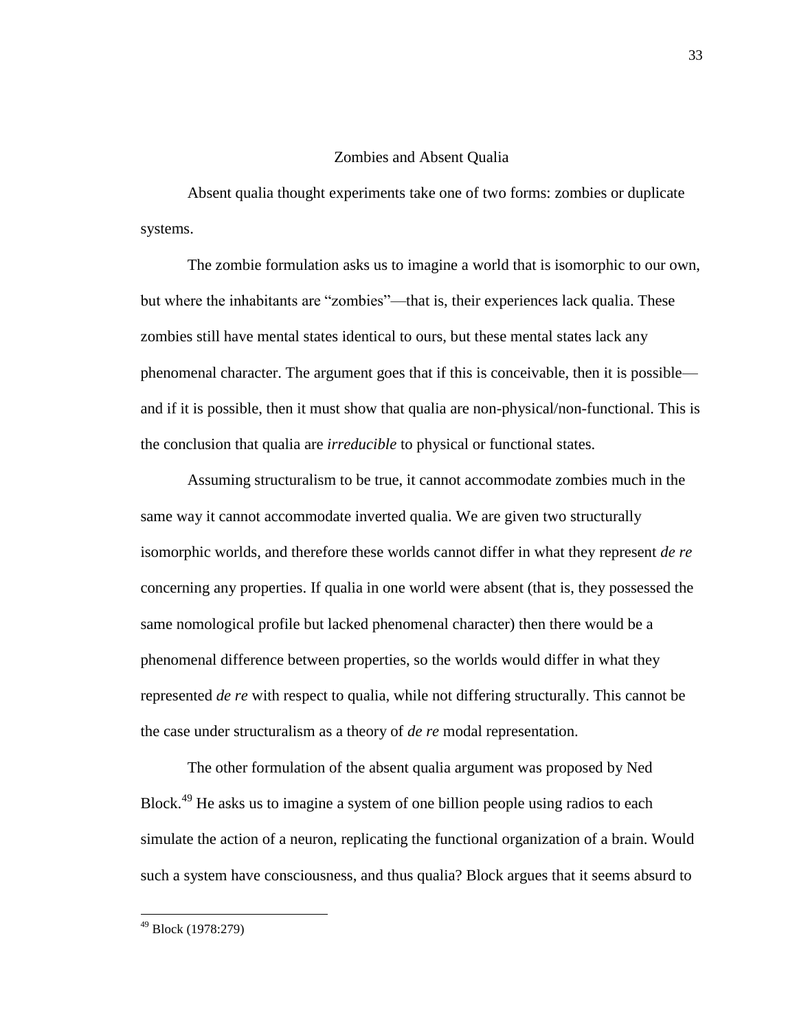## Zombies and Absent Qualia

Absent qualia thought experiments take one of two forms: zombies or duplicate systems.

The zombie formulation asks us to imagine a world that is isomorphic to our own, but where the inhabitants are "zombies"—that is, their experiences lack qualia. These zombies still have mental states identical to ours, but these mental states lack any phenomenal character. The argument goes that if this is conceivable, then it is possible—and if it is possible, then it must show that qualia are non-physical/non-functional. This is the conclusion that qualia are *irreducible* to physical or functional states.

Assuming structuralism to be true, it cannot accommodate zombies much in the same way it cannot accommodate inverted qualia. We are given two structurally isomorphic worlds, and therefore these worlds cannot differ in what they represent *de re* concerning any properties. If qualia in one world were absent (that is, they possessed the same nomological profile but lacked phenomenal character) then there would be a phenomenal difference between properties, so the worlds would differ in what they represented *de re* with respect to qualia, while not differing structurally. This cannot be the case under structuralism as a theory of *de re* modal representation.

The other formulation of the absent qualia argument was proposed by Ned Block.[49] He asks us to imagine a system of one billion people using radios to each simulate the action of a neuron, replicating the functional organization of a brain. Would such a system have consciousness, and thus qualia? Block argues that it seems absurd to

[49] Block (1978:279)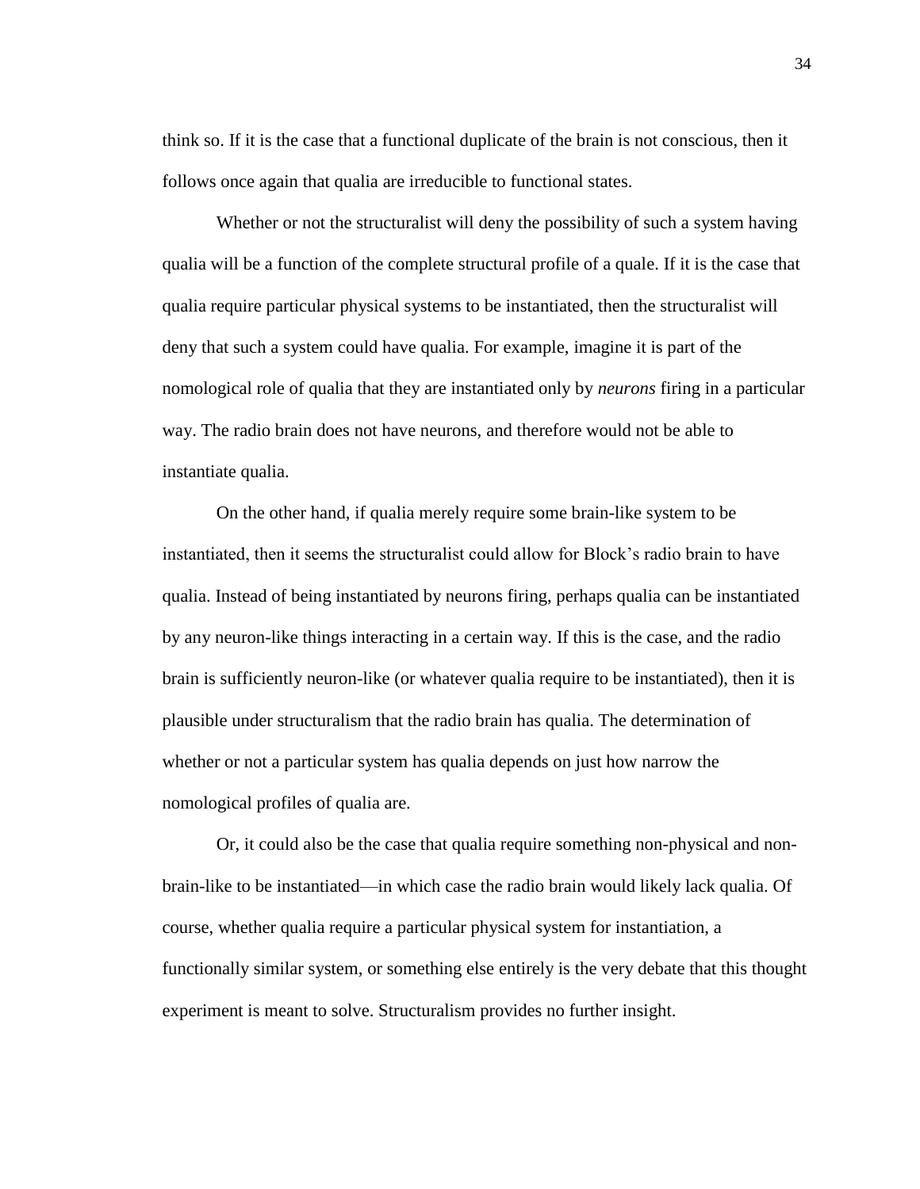think so. If it is the case that a functional duplicate of the brain is not conscious, then it follows once again that qualia are irreducible to functional states.

Whether or not the structuralist will deny the possibility of such a system having qualia will be a function of the complete structural profile of a quale. If it is the case that qualia require particular physical systems to be instantiated, then the structuralist will deny that such a system could have qualia. For example, imagine it is part of the nomological role of qualia that they are instantiated only by *neurons* firing in a particular way. The radio brain does not have neurons, and therefore would not be able to instantiate qualia.

On the other hand, if qualia merely require some brain-like system to be instantiated, then it seems the structuralist could allow for Block's radio brain to have qualia. Instead of being instantiated by neurons firing, perhaps qualia can be instantiated by any neuron-like things interacting in a certain way. If this is the case, and the radio brain is sufficiently neuron-like (or whatever qualia require to be instantiated), then it is plausible under structuralism that the radio brain has qualia. The determination of whether or not a particular system has qualia depends on just how narrow the nomological profiles of qualia are.

Or, it could also be the case that qualia require something non-physical and non-brain-like to be instantiated—in which case the radio brain would likely lack qualia. Of course, whether qualia require a particular physical system for instantiation, a functionally similar system, or something else entirely is the very debate that this thought experiment is meant to solve. Structuralism provides no further insight.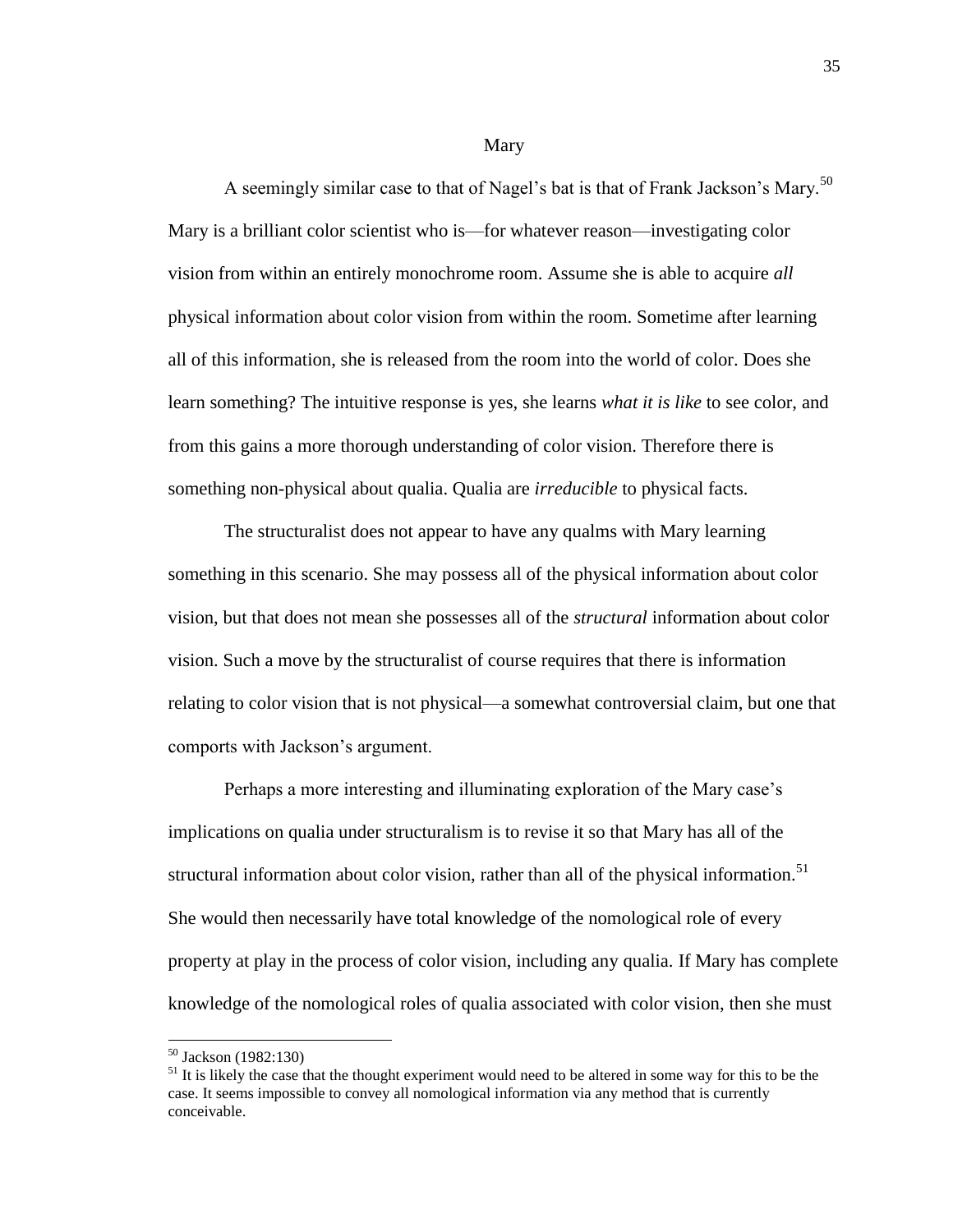## Mary

A seemingly similar case to that of Nagel's bat is that of Frank Jackson's Mary.[50] Mary is a brilliant color scientist who is—for whatever reason—investigating color vision from within an entirely monochrome room. Assume she is able to acquire *all* physical information about color vision from within the room. Sometime after learning all of this information, she is released from the room into the world of color. Does she learn something? The intuitive response is yes, she learns *what it is like* to see color, and from this gains a more thorough understanding of color vision. Therefore there is something non-physical about qualia. Qualia are *irreducible* to physical facts.

The structuralist does not appear to have any qualms with Mary learning something in this scenario. She may possess all of the physical information about color vision, but that does not mean she possesses all of the *structural* information about color vision. Such a move by the structuralist of course requires that there is information relating to color vision that is not physical—a somewhat controversial claim, but one that comports with Jackson's argument.

Perhaps a more interesting and illuminating exploration of the Mary case's implications on qualia under structuralism is to revise it so that Mary has all of the structural information about color vision, rather than all of the physical information.[51] She would then necessarily have total knowledge of the nomological role of every property at play in the process of color vision, including any qualia. If Mary has complete knowledge of the nomological roles of qualia associated with color vision, then she must

---

[50] Jackson (1982:130)

[51] It is likely the case that the thought experiment would need to be altered in some way for this to be the case. It seems impossible to convey all nomological information via any method that is currently conceivable.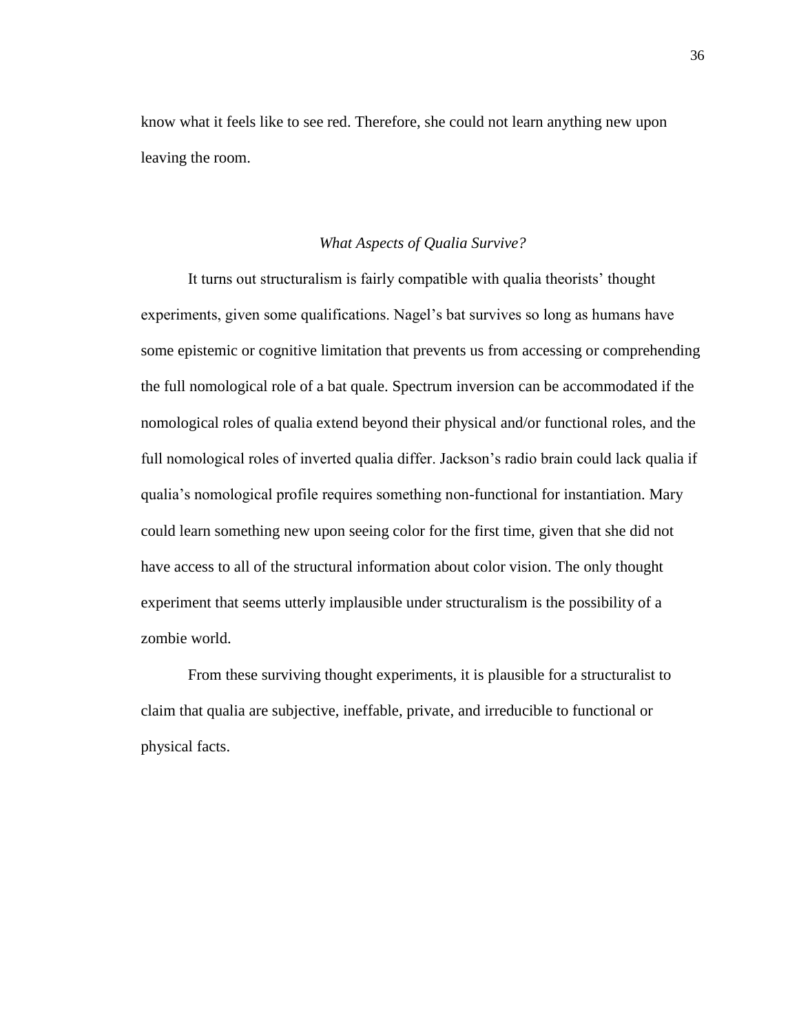know what it feels like to see red. Therefore, she could not learn anything new upon leaving the room.

### *What Aspects of Qualia Survive?*

It turns out structuralism is fairly compatible with qualia theorists' thought experiments, given some qualifications. Nagel's bat survives so long as humans have some epistemic or cognitive limitation that prevents us from accessing or comprehending the full nomological role of a bat quale. Spectrum inversion can be accommodated if the nomological roles of qualia extend beyond their physical and/or functional roles, and the full nomological roles of inverted qualia differ. Jackson's radio brain could lack qualia if qualia's nomological profile requires something non-functional for instantiation. Mary could learn something new upon seeing color for the first time, given that she did not have access to all of the structural information about color vision. The only thought experiment that seems utterly implausible under structuralism is the possibility of a zombie world.

From these surviving thought experiments, it is plausible for a structuralist to claim that qualia are subjective, ineffable, private, and irreducible to functional or physical facts.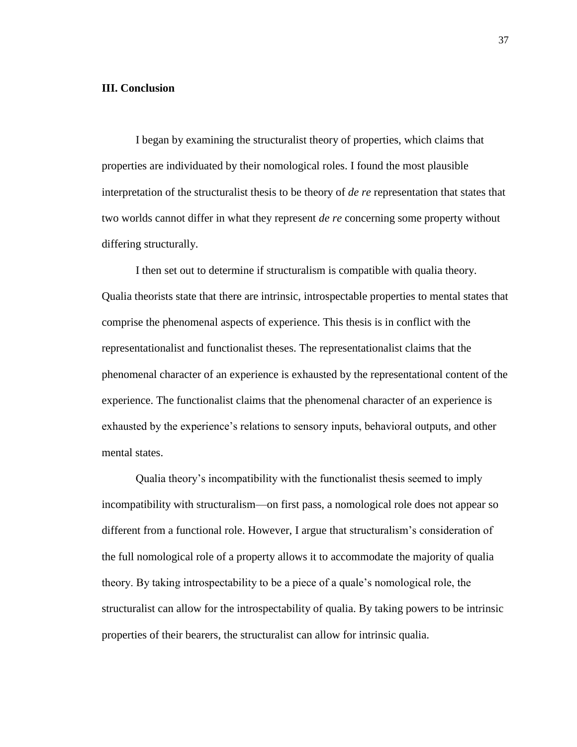## III. Conclusion

I began by examining the structuralist theory of properties, which claims that properties are individuated by their nomological roles. I found the most plausible interpretation of the structuralist thesis to be theory of *de re* representation that states that two worlds cannot differ in what they represent *de re* concerning some property without differing structurally.

I then set out to determine if structuralism is compatible with qualia theory. Qualia theorists state that there are intrinsic, introspectable properties to mental states that comprise the phenomenal aspects of experience. This thesis is in conflict with the representationalist and functionalist theses. The representationalist claims that the phenomenal character of an experience is exhausted by the representational content of the experience. The functionalist claims that the phenomenal character of an experience is exhausted by the experience's relations to sensory inputs, behavioral outputs, and other mental states.

Qualia theory's incompatibility with the functionalist thesis seemed to imply incompatibility with structuralism—on first pass, a nomological role does not appear so different from a functional role. However, I argue that structuralism's consideration of the full nomological role of a property allows it to accommodate the majority of qualia theory. By taking introspectability to be a piece of a quale's nomological role, the structuralist can allow for the introspectability of qualia. By taking powers to be intrinsic properties of their bearers, the structuralist can allow for intrinsic qualia.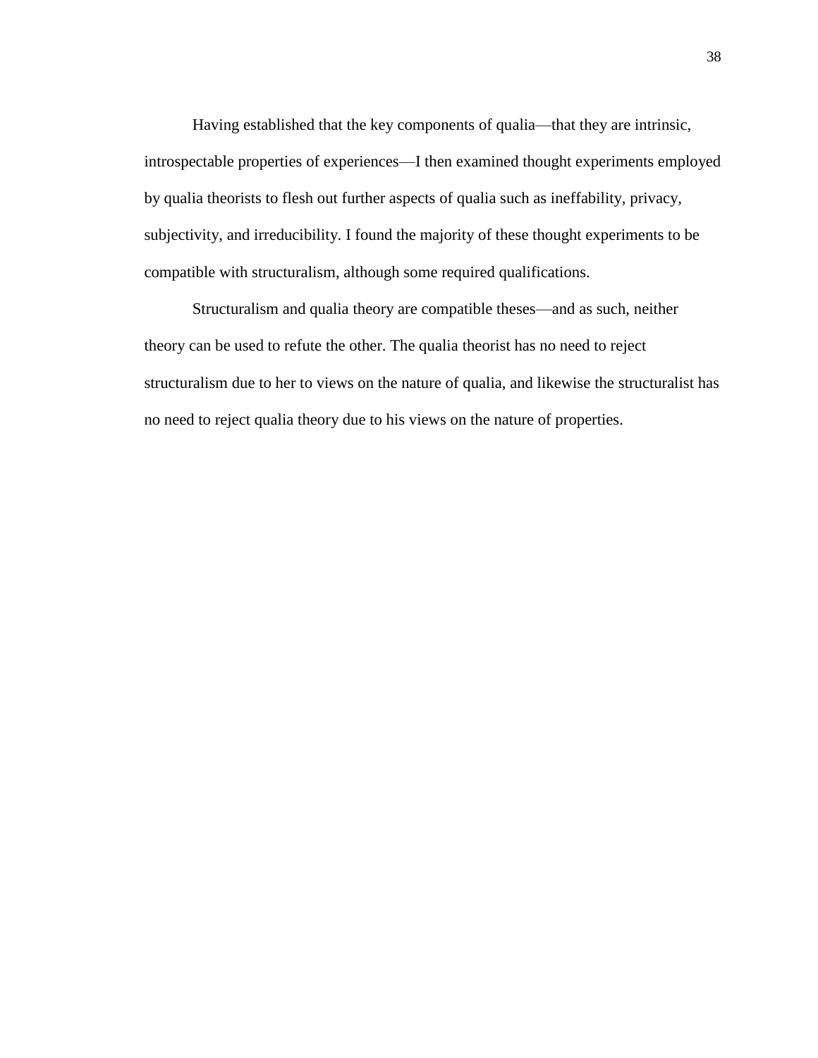Having established that the key components of qualia—that they are intrinsic, introspectable properties of experiences—I then examined thought experiments employed by qualia theorists to flesh out further aspects of qualia such as ineffability, privacy, subjectivity, and irreducibility. I found the majority of these thought experiments to be compatible with structuralism, although some required qualifications.

Structuralism and qualia theory are compatible theses—and as such, neither theory can be used to refute the other. The qualia theorist has no need to reject structuralism due to her to views on the nature of qualia, and likewise the structuralist has no need to reject qualia theory due to his views on the nature of properties.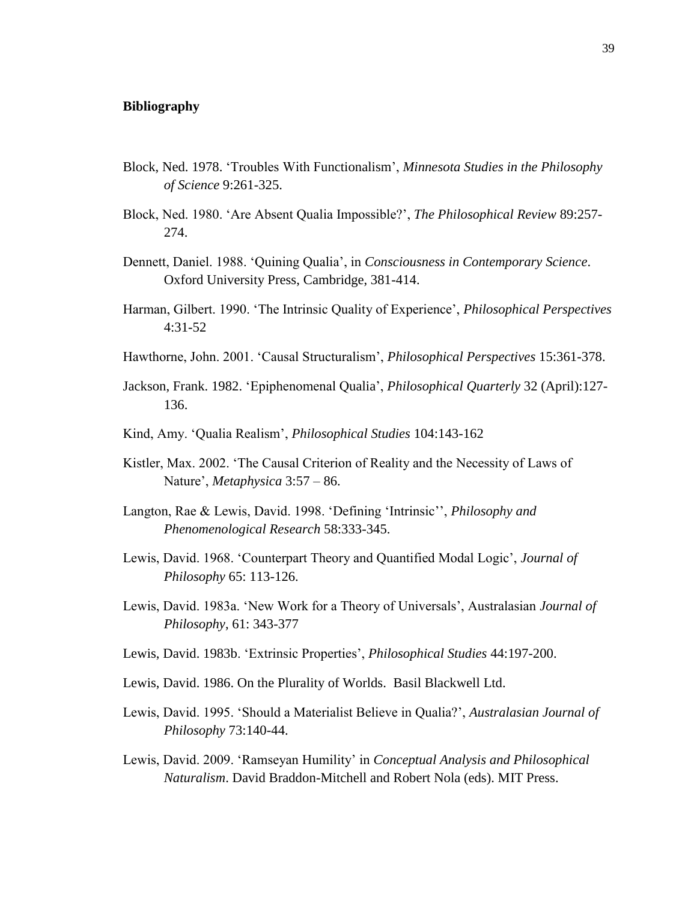**Bibliography**

Block, Ned. 1978. 'Troubles With Functionalism', *Minnesota Studies in the Philosophy of Science* 9:261-325.

Block, Ned. 1980. 'Are Absent Qualia Impossible?', *The Philosophical Review* 89:257-274.

Dennett, Daniel. 1988. 'Quining Qualia', in *Consciousness in Contemporary Science*. Oxford University Press, Cambridge, 381-414.

Harman, Gilbert. 1990. 'The Intrinsic Quality of Experience', *Philosophical Perspectives* 4:31-52

Hawthorne, John. 2001. 'Causal Structuralism', *Philosophical Perspectives* 15:361-378.

Jackson, Frank. 1982. 'Epiphenomenal Qualia', *Philosophical Quarterly* 32 (April):127-136.

Kind, Amy. 'Qualia Realism', *Philosophical Studies* 104:143-162

Kistler, Max. 2002. 'The Causal Criterion of Reality and the Necessity of Laws of Nature', *Metaphysica* 3:57 – 86.

Langton, Rae & Lewis, David. 1998. 'Defining 'Intrinsic'', *Philosophy and Phenomenological Research* 58:333-345.

Lewis, David. 1968. 'Counterpart Theory and Quantified Modal Logic', *Journal of Philosophy* 65: 113-126.

Lewis, David. 1983a. 'New Work for a Theory of Universals', Australasian *Journal of Philosophy*, 61: 343-377

Lewis, David. 1983b. 'Extrinsic Properties', *Philosophical Studies* 44:197-200.

Lewis, David. 1986. On the Plurality of Worlds. Basil Blackwell Ltd.

Lewis, David. 1995. 'Should a Materialist Believe in Qualia?', *Australasian Journal of Philosophy* 73:140-44.

Lewis, David. 2009. 'Ramseyan Humility' in *Conceptual Analysis and Philosophical Naturalism*. David Braddon-Mitchell and Robert Nola (eds). MIT Press.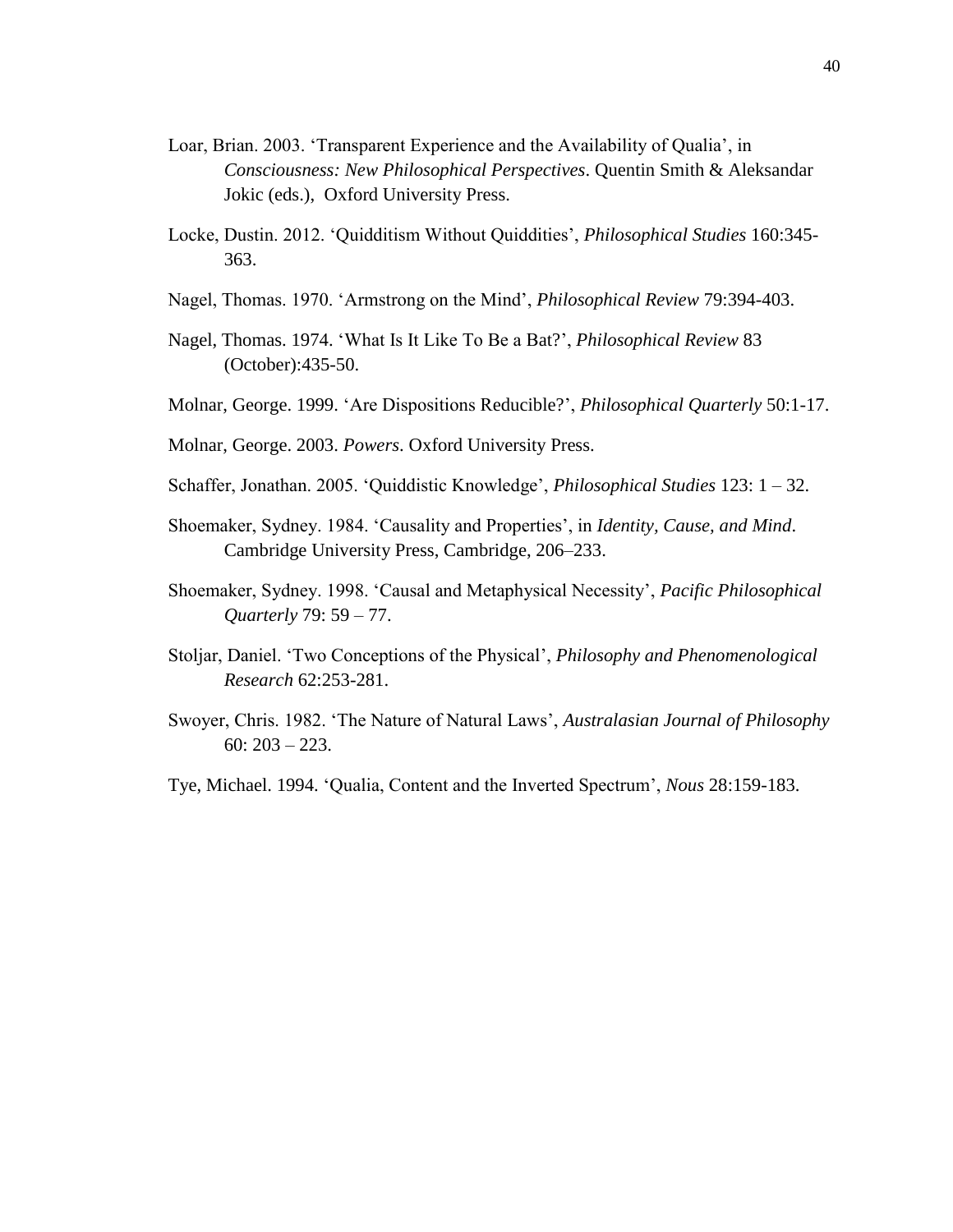Loar, Brian. 2003. 'Transparent Experience and the Availability of Qualia', in *Consciousness: New Philosophical Perspectives*. Quentin Smith & Aleksandar Jokic (eds.), Oxford University Press.

Locke, Dustin. 2012. 'Quidditism Without Quiddities', *Philosophical Studies* 160:345-363.

Nagel, Thomas. 1970. 'Armstrong on the Mind', *Philosophical Review* 79:394-403.

Nagel, Thomas. 1974. 'What Is It Like To Be a Bat?', *Philosophical Review* 83 (October):435-50.

Molnar, George. 1999. 'Are Dispositions Reducible?', *Philosophical Quarterly* 50:1-17.

Molnar, George. 2003. *Powers*. Oxford University Press.

Schaffer, Jonathan. 2005. 'Quiddistic Knowledge', *Philosophical Studies* 123: 1 – 32.

Shoemaker, Sydney. 1984. 'Causality and Properties', in *Identity, Cause, and Mind*. Cambridge University Press, Cambridge, 206–233.

Shoemaker, Sydney. 1998. 'Causal and Metaphysical Necessity', *Pacific Philosophical Quarterly* 79: 59 – 77.

Stoljar, Daniel. 'Two Conceptions of the Physical', *Philosophy and Phenomenological Research* 62:253-281.

Swoyer, Chris. 1982. 'The Nature of Natural Laws', *Australasian Journal of Philosophy* 60: 203 – 223.

Tye, Michael. 1994. 'Qualia, Content and the Inverted Spectrum', *Nous* 28:159-183.